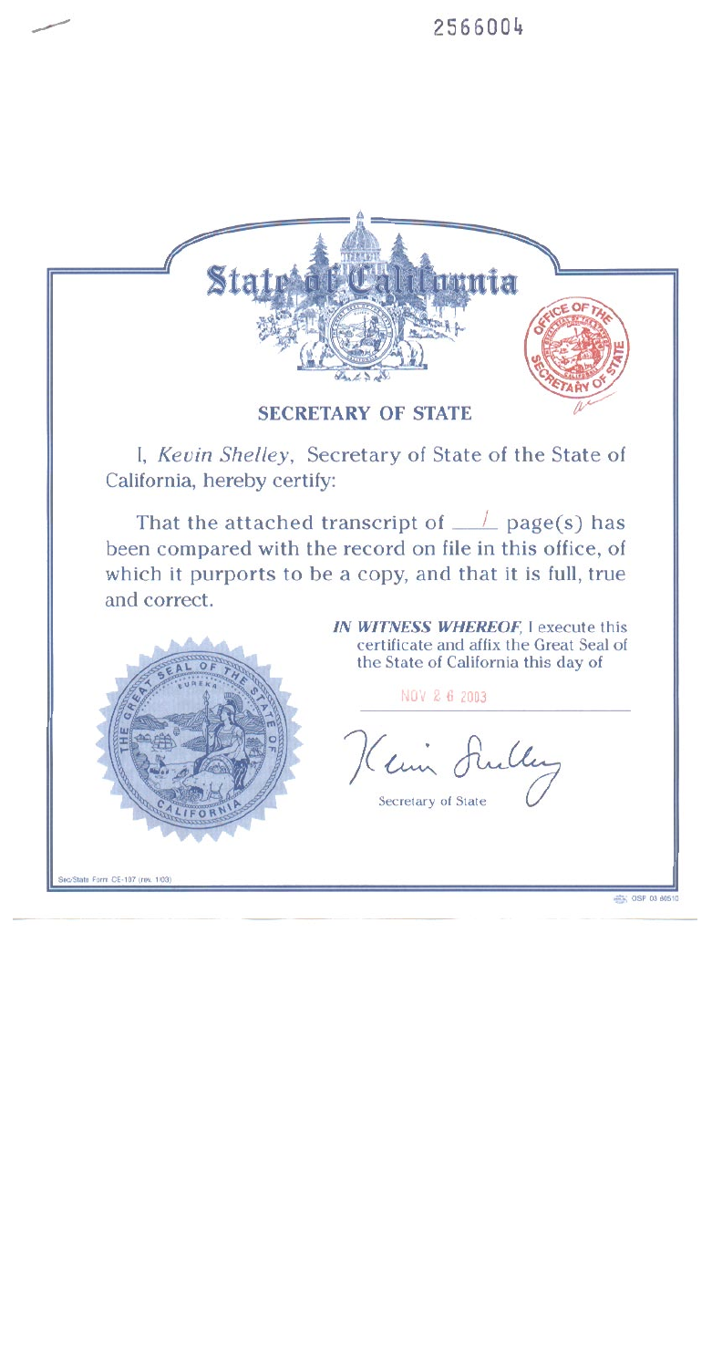2566004

# State of California

## SECRETARY OF STATE

I, *Kevin Shelley*, Secretary of State of the State of California, hereby certify:

That the attached transcript of 1 page(s) has been compared with the record on file in this office, of which it purports to be a copy, and that it is full, true and correct.

***IN WITNESS WHEREOF***, I execute this certificate and affix the Great Seal of the State of California this day of

NOV 26 2003

Kevin Shelley

Secretary of State

Sec/State Form CE-107 (rev. 1/03)

OSP 03 80510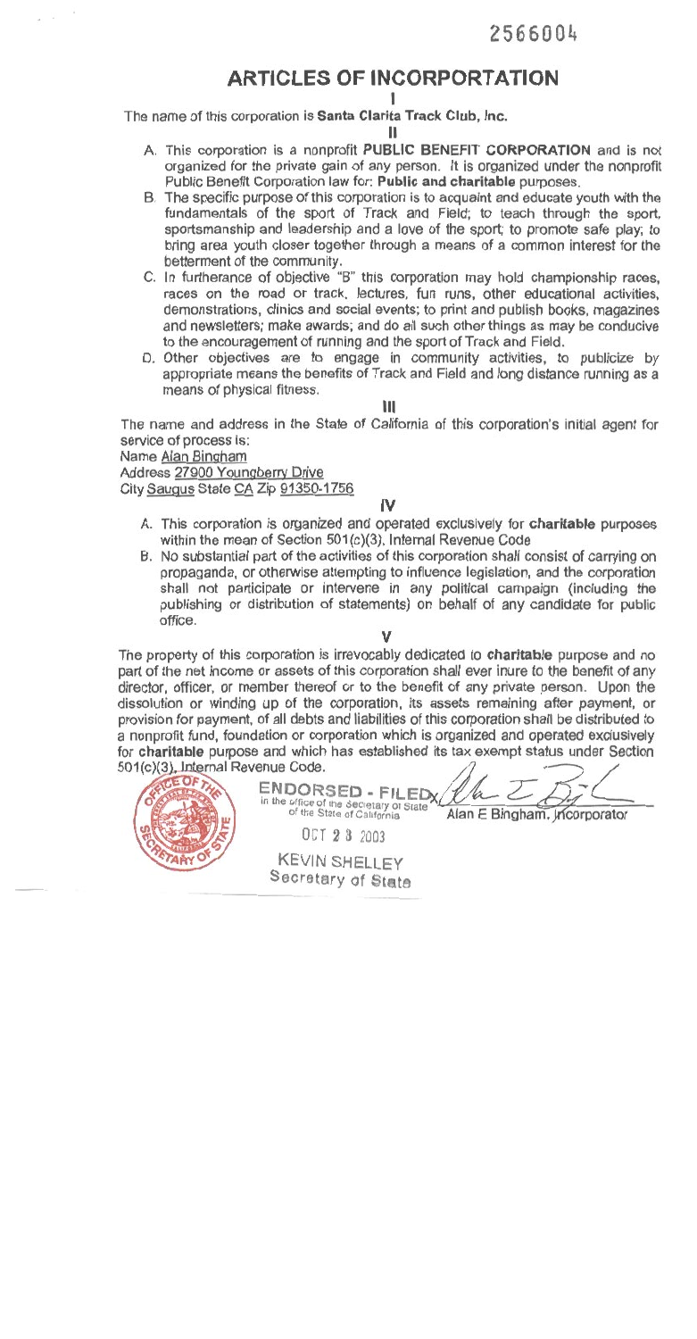2566004

# ARTICLES OF INCORPORATION

I

The name of this corporation is **Santa Clarita Track Club, Inc.**

II

A. This corporation is a nonprofit **PUBLIC BENEFIT CORPORATION** and is not organized for the private gain of any person. It is organized under the nonprofit Public Benefit Corporation law for: **Public and charitable** purposes.

B. The specific purpose of this corporation is to acquaint and educate youth with the fundamentals of the sport of Track and Field; to teach through the sport, sportsmanship and leadership and a love of the sport; to promote safe play; to bring area youth closer together through a means of a common interest for the betterment of the community.

C. In furtherance of objective "B" this corporation may hold championship races, races on the road or track, lectures, fun runs, other educational activities, demonstrations, clinics and social events; to print and publish books, magazines and newsletters; make awards; and do all such other things as may be conducive to the encouragement of running and the sport of Track and Field.

D. Other objectives are to engage in community activities, to publicize by appropriate means the benefits of Track and Field and long distance running as a means of physical fitness.

III

The name and address in the State of California of this corporation's initial agent for service of process is:

Name Alan Bingham
Address 27900 Youngberry Drive
City Saugus State CA Zip 91350-1756

IV

A. This corporation is organized and operated exclusively for **charitable** purposes within the mean of Section 501(c)(3), Internal Revenue Code

B. No substantial part of the activities of this corporation shall consist of carrying on propaganda, or otherwise attempting to influence legislation, and the corporation shall not participate or intervene in any political campaign (including the publishing or distribution of statements) on behalf of any candidate for public office.

V

The property of this corporation is irrevocably dedicated to **charitable** purpose and no part of the net income or assets of this corporation shall ever inure to the benefit of any director, officer, or member thereof or to the benefit of any private person. Upon the dissolution or winding up of the corporation, its assets remaining after payment, or provision for payment, of all debts and liabilities of this corporation shall be distributed to a nonprofit fund, foundation or corporation which is organized and operated exclusively for **charitable** purpose and which has established its tax exempt status under Section 501(c)(3), Internal Revenue Code.

ENDORSED - FILED
in the office of the Secretary of State of the State of California

OCT 2 8 2003

KEVIN SHELLEY
Secretary of State

Alan E Bingham, Incorporator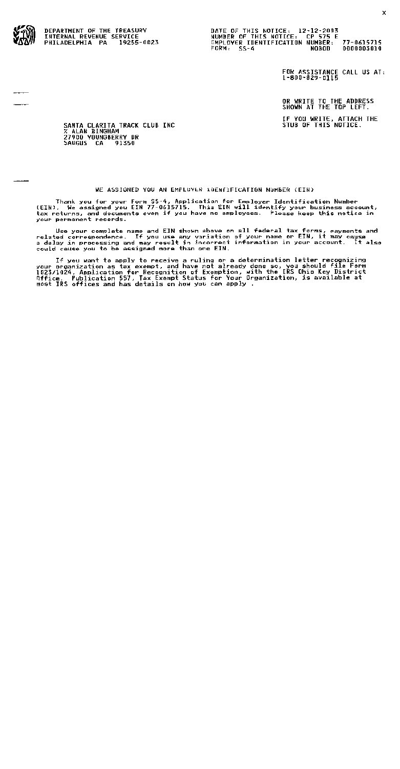DEPARTMENT OF THE TREASURY
INTERNAL REVENUE SERVICE
PHILADELPHIA PA 19255-0023

DATE OF THIS NOTICE: 12-12-2003
NUMBER OF THIS NOTICE: CP 575 E
EMPLOYER IDENTIFICATION NUMBER: 77-0615715
FORM: SS-4 NOBOD 0000003010

FOR ASSISTANCE CALL US AT:
1-800-829-0115

OR WRITE TO THE ADDRESS SHOWN AT THE TOP LEFT.

IF YOU WRITE, ATTACH THE STUB OF THIS NOTICE.

SANTA CLARITA TRACK CLUB INC
% ALAN BINGHAM
27900 YOUNGBERRY DR
SAUGUS CA 91350

## WE ASSIGNED YOU AN EMPLOYER IDENTIFICATION NUMBER (EIN)

Thank you for your Form SS-4, Application for Employer Identification Number (EIN). We assigned you EIN 77-0615715. This EIN will identify your business account, tax returns, and documents even if you have no employees. Please keep this notice in your permanent records.

Use your complete name and EIN shown above on all federal tax forms, payments and related correspondence. If you use any variation of your name or EIN, it may cause a delay in processing and may result in incorrect information in your account. It also could cause you to be assigned more than one EIN.

If you want to apply to receive a ruling or a determination letter recognizing your organization as tax exempt, and have not already done so, you should file Form 1023/1024, Application for Recognition of Exemption, with the IRS Ohio Key District Office. Publication 557, Tax Exempt Status for Your Organization, is available at most IRS offices and has details on how you can apply .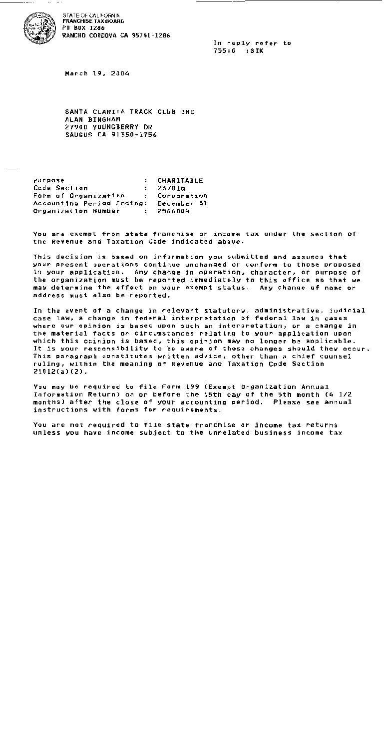STATE OF CALIFORNIA
FRANCHISE TAX BOARD
PO BOX 1286
RANCHO CORDOVA CA 95741-1286

In reply refer to
755:G :SIK

March 19, 2004

SANTA CLARITA TRACK CLUB INC
ALAN BINGHAM
27900 YOUNGBERRY DR
SAUGUS CA 91350-1756

| | | |
|---|---|---|
| Purpose | : | CHARITABLE |
| Code Section | : | 23701d |
| Form of Organization | : | Corporation |
| Accounting Period Ending | : | December 31 |
| Organization Number | : | 2566009 |

You are exempt from state franchise or income tax under the section of the Revenue and Taxation Code indicated above.

This decision is based on information you submitted and assumes that your present operations continue unchanged or conform to those proposed in your application. Any change in operation, character, or purpose of the organization must be reported immediately to this office so that we may determine the effect on your exempt status. Any change of name or address must also be reported.

In the event of a change in relevant statutory, administrative, judicial case law, a change in federal interpretation of federal law in cases where our opinion is based upon such an interpretation, or a change in the material facts or circumstances relating to your application upon which this opinion is based, this opinion may no longer be applicable. It is your responsibility to be aware of these changes should they occur. This paragraph constitutes written advice, other than a chief counsel ruling, within the meaning of Revenue and Taxation Code Section 21012(a)(2).

You may be required to file Form 199 (Exempt Organization Annual Information Return) on or before the 15th day of the 5th month (4 1/2 months) after the close of your accounting period. Please see annual instructions with forms for requirements.

You are not required to file state franchise or income tax returns unless you have income subject to the unrelated business income tax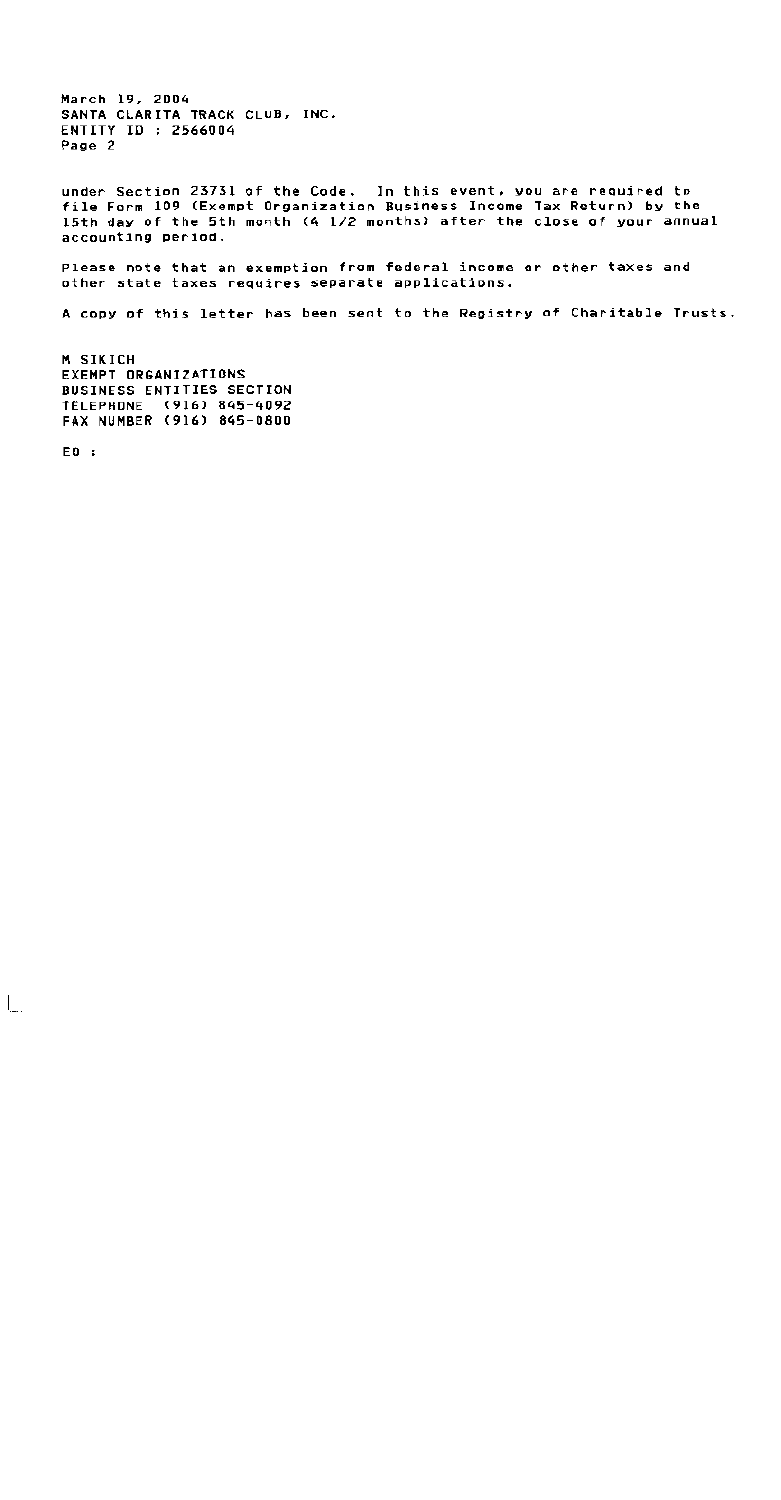March 19, 2004
SANTA CLARITA TRACK CLUB, INC.
ENTITY ID : 2566004
Page 2

under Section 23731 of the Code. In this event, you are required to file Form 109 (Exempt Organization Business Income Tax Return) by the 15th day of the 5th month (4 1/2 months) after the close of your annual accounting period.

Please note that an exemption from federal income or other taxes and other state taxes requires separate applications.

A copy of this letter has been sent to the Registry of Charitable Trusts.

M SIKICH
EXEMPT ORGANIZATIONS
BUSINESS ENTITIES SECTION
TELEPHONE (916) 845-4092
FAX NUMBER (916) 845-0800

EO :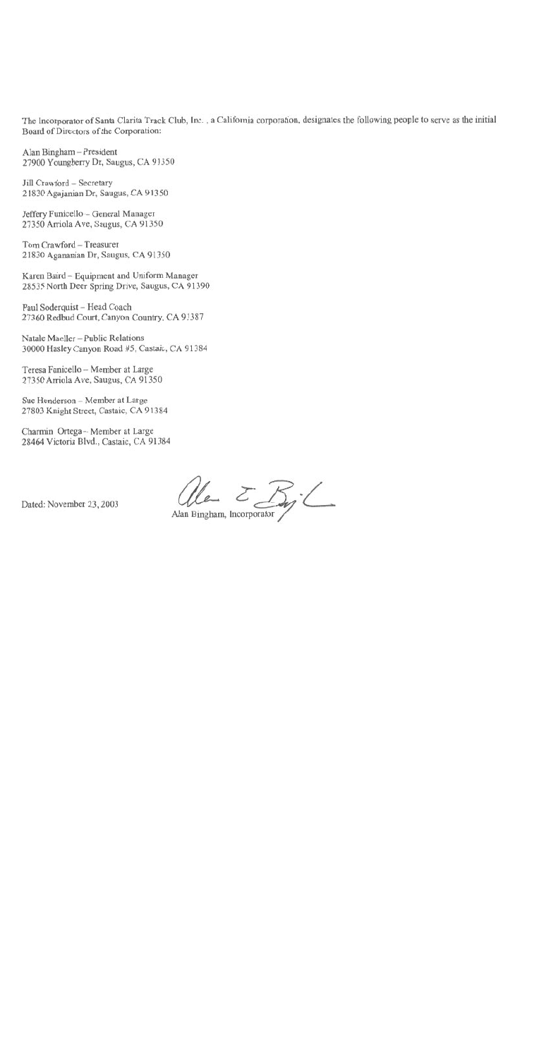The Incorporator of Santa Clarita Track Club, Inc. , a California corporation, designates the following people to serve as the initial Board of Directors of the Corporation:

Alan Bingham – President
27900 Youngberry Dr, Saugus, CA 91350

Jill Crawford – Secretary
21830 Agajanian Dr, Saugus, CA 91350

Jeffery Funicello – General Manager
27350 Arriola Ave, Saugus, CA 91350

Tom Crawford – Treasurer
21830 Aganamian Dr, Saugus, CA 91350

Karen Baird – Equipment and Uniform Manager
28535 North Deer Spring Drive, Saugus, CA 91390

Paul Soderquist – Head Coach
27360 Redbud Court, Canyon Country, CA 91387

Natale Maeller – Public Relations
30000 Hasley Canyon Road #5, Castaic, CA 91384

Teresa Funicello – Member at Large
27350 Arriola Ave, Saugus, CA 91350

Sue Henderson – Member at Large
27803 Knight Street, Castaic, CA 91384

Charmin Ortega – Member at Large
28464 Victoria Blvd., Castaic, CA 91384

Dated: November 23, 2003

Alan Bingham, Incorporator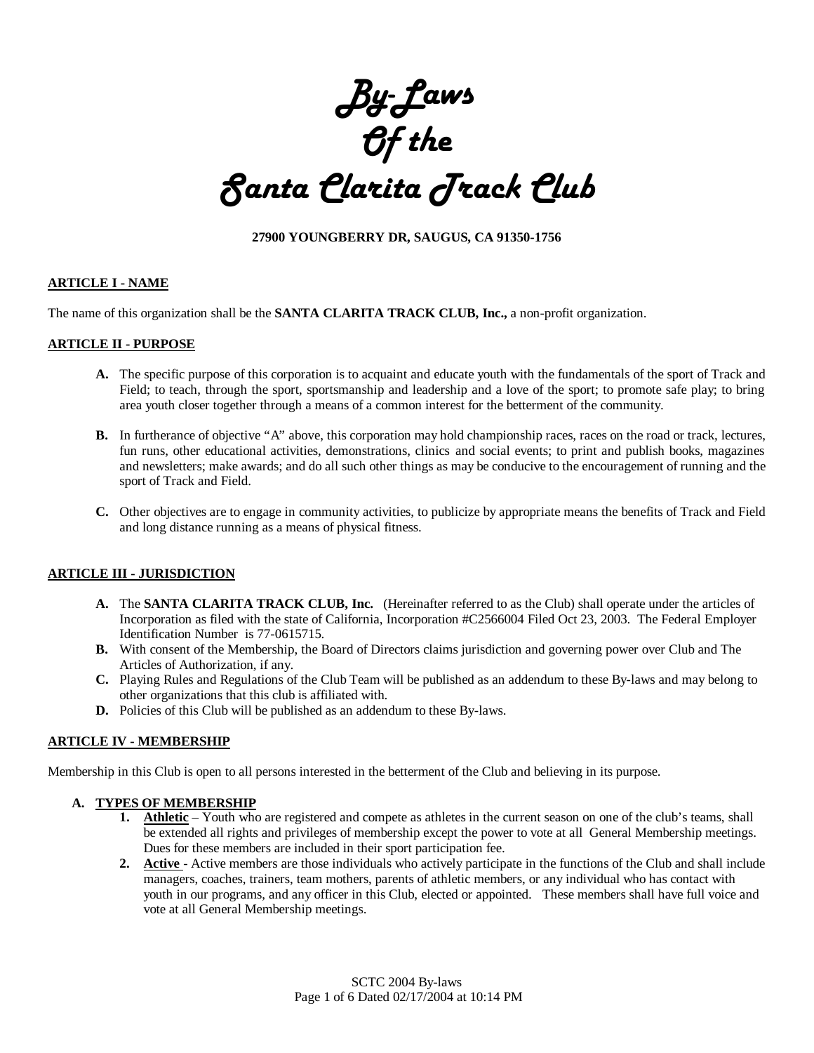# By-Laws Of the Santa Clarita Track Club

**27900 YOUNGBERRY DR, SAUGUS, CA 91350-1756**

## ARTICLE I - NAME

The name of this organization shall be the **SANTA CLARITA TRACK CLUB, Inc.,** a non-profit organization.

## ARTICLE II - PURPOSE

**A.** The specific purpose of this corporation is to acquaint and educate youth with the fundamentals of the sport of Track and Field; to teach, through the sport, sportsmanship and leadership and a love of the sport; to promote safe play; to bring area youth closer together through a means of a common interest for the betterment of the community.

**B.** In furtherance of objective "A" above, this corporation may hold championship races, races on the road or track, lectures, fun runs, other educational activities, demonstrations, clinics and social events; to print and publish books, magazines and newsletters; make awards; and do all such other things as may be conducive to the encouragement of running and the sport of Track and Field.

**C.** Other objectives are to engage in community activities, to publicize by appropriate means the benefits of Track and Field and long distance running as a means of physical fitness.

## ARTICLE III - JURISDICTION

**A.** The **SANTA CLARITA TRACK CLUB, Inc.** (Hereinafter referred to as the Club) shall operate under the articles of Incorporation as filed with the state of California, Incorporation #C2566004 Filed Oct 23, 2003. The Federal Employer Identification Number is 77-0615715.

**B.** With consent of the Membership, the Board of Directors claims jurisdiction and governing power over Club and The Articles of Authorization, if any.

**C.** Playing Rules and Regulations of the Club Team will be published as an addendum to these By-laws and may belong to other organizations that this club is affiliated with.

**D.** Policies of this Club will be published as an addendum to these By-laws.

## ARTICLE IV - MEMBERSHIP

Membership in this Club is open to all persons interested in the betterment of the Club and believing in its purpose.

**A. TYPES OF MEMBERSHIP**

1. **Athletic** – Youth who are registered and compete as athletes in the current season on one of the club's teams, shall be extended all rights and privileges of membership except the power to vote at all General Membership meetings. Dues for these members are included in their sport participation fee.
2. **Active** - Active members are those individuals who actively participate in the functions of the Club and shall include managers, coaches, trainers, team mothers, parents of athletic members, or any individual who has contact with youth in our programs, and any officer in this Club, elected or appointed. These members shall have full voice and vote at all General Membership meetings.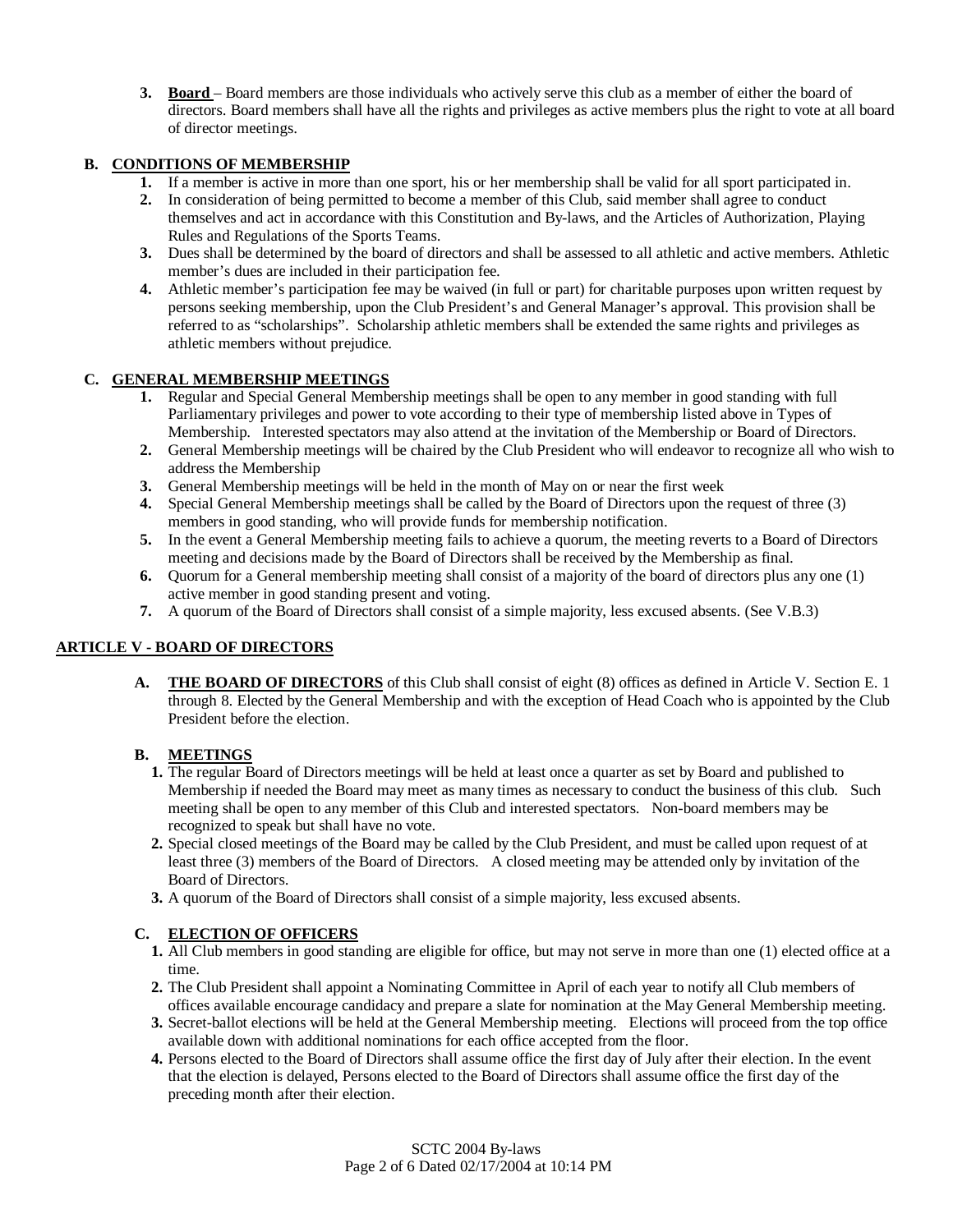3. **Board** – Board members are those individuals who actively serve this club as a member of either the board of directors. Board members shall have all the rights and privileges as active members plus the right to vote at all board of director meetings.

### B. CONDITIONS OF MEMBERSHIP

1. If a member is active in more than one sport, his or her membership shall be valid for all sport participated in.
2. In consideration of being permitted to become a member of this Club, said member shall agree to conduct themselves and act in accordance with this Constitution and By-laws, and the Articles of Authorization, Playing Rules and Regulations of the Sports Teams.
3. Dues shall be determined by the board of directors and shall be assessed to all athletic and active members. Athletic member's dues are included in their participation fee.
4. Athletic member's participation fee may be waived (in full or part) for charitable purposes upon written request by persons seeking membership, upon the Club President's and General Manager's approval. This provision shall be referred to as "scholarships". Scholarship athletic members shall be extended the same rights and privileges as athletic members without prejudice.

### C. GENERAL MEMBERSHIP MEETINGS

1. Regular and Special General Membership meetings shall be open to any member in good standing with full Parliamentary privileges and power to vote according to their type of membership listed above in Types of Membership. Interested spectators may also attend at the invitation of the Membership or Board of Directors.
2. General Membership meetings will be chaired by the Club President who will endeavor to recognize all who wish to address the Membership
3. General Membership meetings will be held in the month of May on or near the first week
4. Special General Membership meetings shall be called by the Board of Directors upon the request of three (3) members in good standing, who will provide funds for membership notification.
5. In the event a General Membership meeting fails to achieve a quorum, the meeting reverts to a Board of Directors meeting and decisions made by the Board of Directors shall be received by the Membership as final.
6. Quorum for a General membership meeting shall consist of a majority of the board of directors plus any one (1) active member in good standing present and voting.
7. A quorum of the Board of Directors shall consist of a simple majority, less excused absents. (See V.B.3)

## ARTICLE V - BOARD OF DIRECTORS

**A. THE BOARD OF DIRECTORS** of this Club shall consist of eight (8) offices as defined in Article V. Section E. 1 through 8. Elected by the General Membership and with the exception of Head Coach who is appointed by the Club President before the election.

### B. MEETINGS

1. The regular Board of Directors meetings will be held at least once a quarter as set by Board and published to Membership if needed the Board may meet as many times as necessary to conduct the business of this club. Such meeting shall be open to any member of this Club and interested spectators. Non-board members may be recognized to speak but shall have no vote.
2. Special closed meetings of the Board may be called by the Club President, and must be called upon request of at least three (3) members of the Board of Directors. A closed meeting may be attended only by invitation of the Board of Directors.
3. A quorum of the Board of Directors shall consist of a simple majority, less excused absents.

### C. ELECTION OF OFFICERS

1. All Club members in good standing are eligible for office, but may not serve in more than one (1) elected office at a time.
2. The Club President shall appoint a Nominating Committee in April of each year to notify all Club members of offices available encourage candidacy and prepare a slate for nomination at the May General Membership meeting.
3. Secret-ballot elections will be held at the General Membership meeting. Elections will proceed from the top office available down with additional nominations for each office accepted from the floor.
4. Persons elected to the Board of Directors shall assume office the first day of July after their election. In the event that the election is delayed, Persons elected to the Board of Directors shall assume office the first day of the preceding month after their election.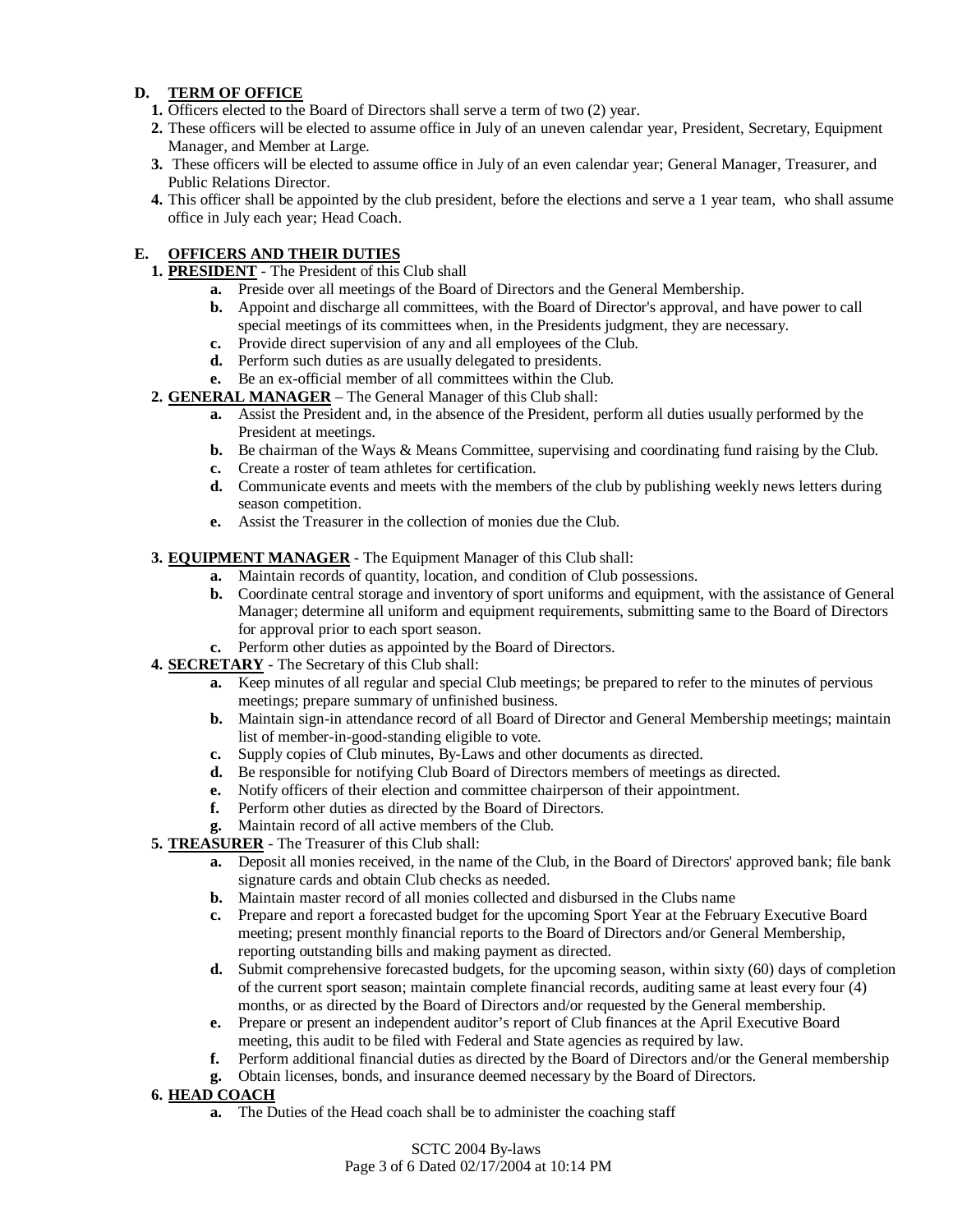## D. TERM OF OFFICE

1. Officers elected to the Board of Directors shall serve a term of two (2) year.
2. These officers will be elected to assume office in July of an uneven calendar year, President, Secretary, Equipment Manager, and Member at Large.
3. These officers will be elected to assume office in July of an even calendar year; General Manager, Treasurer, and Public Relations Director.
4. This officer shall be appointed by the club president, before the elections and serve a 1 year team, who shall assume office in July each year; Head Coach.

## E. OFFICERS AND THEIR DUTIES

1. **PRESIDENT** - The President of this Club shall
   - **a.** Preside over all meetings of the Board of Directors and the General Membership.
   - **b.** Appoint and discharge all committees, with the Board of Director's approval, and have power to call special meetings of its committees when, in the Presidents judgment, they are necessary.
   - **c.** Provide direct supervision of any and all employees of the Club.
   - **d.** Perform such duties as are usually delegated to presidents.
   - **e.** Be an ex-official member of all committees within the Club.
2. **GENERAL MANAGER** – The General Manager of this Club shall:
   - **a.** Assist the President and, in the absence of the President, perform all duties usually performed by the President at meetings.
   - **b.** Be chairman of the Ways & Means Committee, supervising and coordinating fund raising by the Club.
   - **c.** Create a roster of team athletes for certification.
   - **d.** Communicate events and meets with the members of the club by publishing weekly news letters during season competition.
   - **e.** Assist the Treasurer in the collection of monies due the Club.

3. **EQUIPMENT MANAGER** - The Equipment Manager of this Club shall:
   - **a.** Maintain records of quantity, location, and condition of Club possessions.
   - **b.** Coordinate central storage and inventory of sport uniforms and equipment, with the assistance of General Manager; determine all uniform and equipment requirements, submitting same to the Board of Directors for approval prior to each sport season.
   - **c.** Perform other duties as appointed by the Board of Directors.
4. **SECRETARY** - The Secretary of this Club shall:
   - **a.** Keep minutes of all regular and special Club meetings; be prepared to refer to the minutes of pervious meetings; prepare summary of unfinished business.
   - **b.** Maintain sign-in attendance record of all Board of Director and General Membership meetings; maintain list of member-in-good-standing eligible to vote.
   - **c.** Supply copies of Club minutes, By-Laws and other documents as directed.
   - **d.** Be responsible for notifying Club Board of Directors members of meetings as directed.
   - **e.** Notify officers of their election and committee chairperson of their appointment.
   - **f.** Perform other duties as directed by the Board of Directors.
   - **g.** Maintain record of all active members of the Club.
5. **TREASURER** - The Treasurer of this Club shall:
   - **a.** Deposit all monies received, in the name of the Club, in the Board of Directors' approved bank; file bank signature cards and obtain Club checks as needed.
   - **b.** Maintain master record of all monies collected and disbursed in the Clubs name
   - **c.** Prepare and report a forecasted budget for the upcoming Sport Year at the February Executive Board meeting; present monthly financial reports to the Board of Directors and/or General Membership, reporting outstanding bills and making payment as directed.
   - **d.** Submit comprehensive forecasted budgets, for the upcoming season, within sixty (60) days of completion of the current sport season; maintain complete financial records, auditing same at least every four (4) months, or as directed by the Board of Directors and/or requested by the General membership.
   - **e.** Prepare or present an independent auditor's report of Club finances at the April Executive Board meeting, this audit to be filed with Federal and State agencies as required by law.
   - **f.** Perform additional financial duties as directed by the Board of Directors and/or the General membership
   - **g.** Obtain licenses, bonds, and insurance deemed necessary by the Board of Directors.
6. **HEAD COACH**
   - **a.** The Duties of the Head coach shall be to administer the coaching staff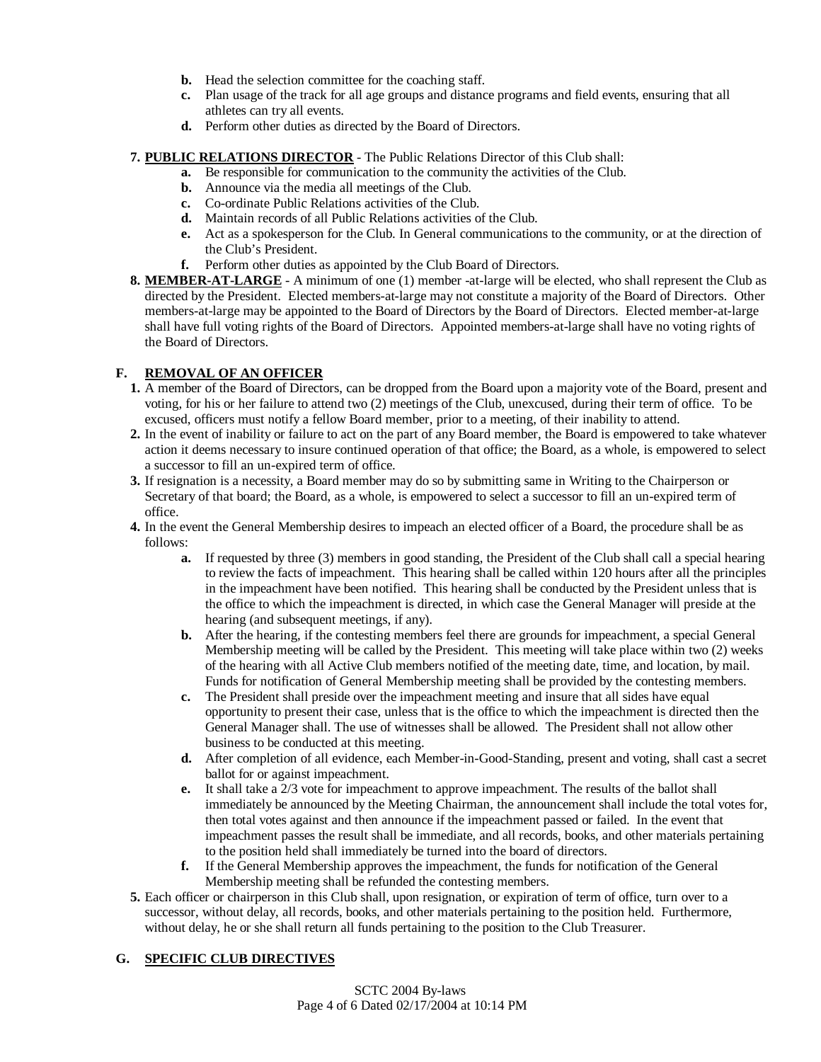- **b.** Head the selection committee for the coaching staff.
   - **c.** Plan usage of the track for all age groups and distance programs and field events, ensuring that all athletes can try all events.
   - **d.** Perform other duties as directed by the Board of Directors.

7. **PUBLIC RELATIONS DIRECTOR** - The Public Relations Director of this Club shall:
   - **a.** Be responsible for communication to the community the activities of the Club.
   - **b.** Announce via the media all meetings of the Club.
   - **c.** Co-ordinate Public Relations activities of the Club.
   - **d.** Maintain records of all Public Relations activities of the Club.
   - **e.** Act as a spokesperson for the Club. In General communications to the community, or at the direction of the Club's President.
   - **f.** Perform other duties as appointed by the Club Board of Directors.
8. **MEMBER-AT-LARGE** - A minimum of one (1) member -at-large will be elected, who shall represent the Club as directed by the President. Elected members-at-large may not constitute a majority of the Board of Directors. Other members-at-large may be appointed to the Board of Directors by the Board of Directors. Elected member-at-large shall have full voting rights of the Board of Directors. Appointed members-at-large shall have no voting rights of the Board of Directors.

## F. REMOVAL OF AN OFFICER

1. A member of the Board of Directors, can be dropped from the Board upon a majority vote of the Board, present and voting, for his or her failure to attend two (2) meetings of the Club, unexcused, during their term of office. To be excused, officers must notify a fellow Board member, prior to a meeting, of their inability to attend.
2. In the event of inability or failure to act on the part of any Board member, the Board is empowered to take whatever action it deems necessary to insure continued operation of that office; the Board, as a whole, is empowered to select a successor to fill an un-expired term of office.
3. If resignation is a necessity, a Board member may do so by submitting same in Writing to the Chairperson or Secretary of that board; the Board, as a whole, is empowered to select a successor to fill an un-expired term of office.
4. In the event the General Membership desires to impeach an elected officer of a Board, the procedure shall be as follows:
   - **a.** If requested by three (3) members in good standing, the President of the Club shall call a special hearing to review the facts of impeachment. This hearing shall be called within 120 hours after all the principles in the impeachment have been notified. This hearing shall be conducted by the President unless that is the office to which the impeachment is directed, in which case the General Manager will preside at the hearing (and subsequent meetings, if any).
   - **b.** After the hearing, if the contesting members feel there are grounds for impeachment, a special General Membership meeting will be called by the President. This meeting will take place within two (2) weeks of the hearing with all Active Club members notified of the meeting date, time, and location, by mail. Funds for notification of General Membership meeting shall be provided by the contesting members.
   - **c.** The President shall preside over the impeachment meeting and insure that all sides have equal opportunity to present their case, unless that is the office to which the impeachment is directed then the General Manager shall. The use of witnesses shall be allowed. The President shall not allow other business to be conducted at this meeting.
   - **d.** After completion of all evidence, each Member-in-Good-Standing, present and voting, shall cast a secret ballot for or against impeachment.
   - **e.** It shall take a 2/3 vote for impeachment to approve impeachment. The results of the ballot shall immediately be announced by the Meeting Chairman, the announcement shall include the total votes for, then total votes against and then announce if the impeachment passed or failed. In the event that impeachment passes the result shall be immediate, and all records, books, and other materials pertaining to the position held shall immediately be turned into the board of directors.
   - **f.** If the General Membership approves the impeachment, the funds for notification of the General Membership meeting shall be refunded the contesting members.
5. Each officer or chairperson in this Club shall, upon resignation, or expiration of term of office, turn over to a successor, without delay, all records, books, and other materials pertaining to the position held. Furthermore, without delay, he or she shall return all funds pertaining to the position to the Club Treasurer.

## G. SPECIFIC CLUB DIRECTIVES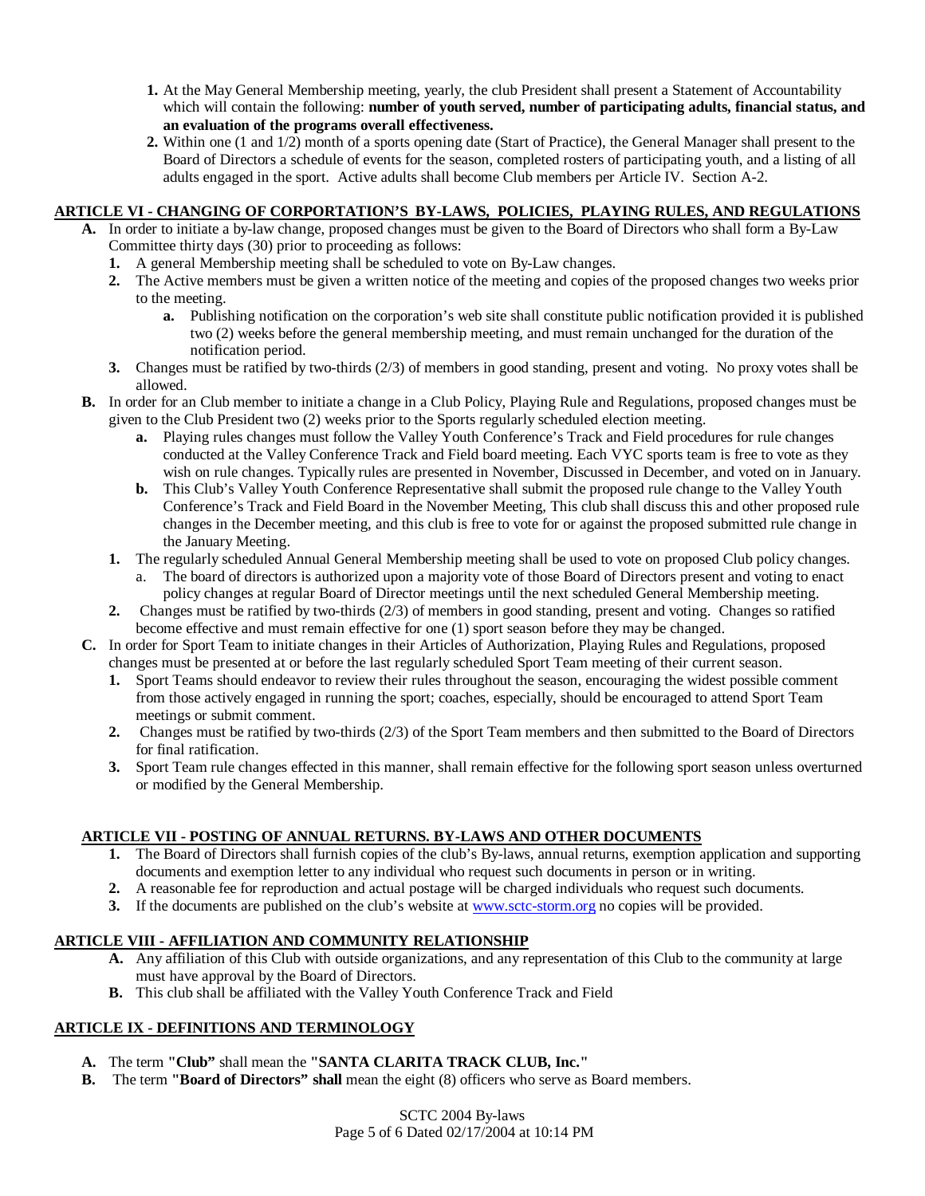1. At the May General Membership meeting, yearly, the club President shall present a Statement of Accountability which will contain the following: **number of youth served, number of participating adults, financial status, and an evaluation of the programs overall effectiveness.**
2. Within one (1 and 1/2) month of a sports opening date (Start of Practice), the General Manager shall present to the Board of Directors a schedule of events for the season, completed rosters of participating youth, and a listing of all adults engaged in the sport. Active adults shall become Club members per Article IV. Section A-2.

## ARTICLE VI - CHANGING OF CORPORTATION'S BY-LAWS, POLICIES, PLAYING RULES, AND REGULATIONS

**A.** In order to initiate a by-law change, proposed changes must be given to the Board of Directors who shall form a By-Law Committee thirty days (30) prior to proceeding as follows:

1. A general Membership meeting shall be scheduled to vote on By-Law changes.
2. The Active members must be given a written notice of the meeting and copies of the proposed changes two weeks prior to the meeting.
   - **a.** Publishing notification on the corporation's web site shall constitute public notification provided it is published two (2) weeks before the general membership meeting, and must remain unchanged for the duration of the notification period.
3. Changes must be ratified by two-thirds (2/3) of members in good standing, present and voting. No proxy votes shall be allowed.

**B.** In order for an Club member to initiate a change in a Club Policy, Playing Rule and Regulations, proposed changes must be given to the Club President two (2) weeks prior to the Sports regularly scheduled election meeting.

- **a.** Playing rules changes must follow the Valley Youth Conference's Track and Field procedures for rule changes conducted at the Valley Conference Track and Field board meeting. Each VYC sports team is free to vote as they wish on rule changes. Typically rules are presented in November, Discussed in December, and voted on in January.
- **b.** This Club's Valley Youth Conference Representative shall submit the proposed rule change to the Valley Youth Conference's Track and Field Board in the November Meeting, This club shall discuss this and other proposed rule changes in the December meeting, and this club is free to vote for or against the proposed submitted rule change in the January Meeting.

1. The regularly scheduled Annual General Membership meeting shall be used to vote on proposed Club policy changes.
   - a. The board of directors is authorized upon a majority vote of those Board of Directors present and voting to enact policy changes at regular Board of Director meetings until the next scheduled General Membership meeting.
2. Changes must be ratified by two-thirds (2/3) of members in good standing, present and voting. Changes so ratified become effective and must remain effective for one (1) sport season before they may be changed.

**C.** In order for Sport Team to initiate changes in their Articles of Authorization, Playing Rules and Regulations, proposed changes must be presented at or before the last regularly scheduled Sport Team meeting of their current season.

1. Sport Teams should endeavor to review their rules throughout the season, encouraging the widest possible comment from those actively engaged in running the sport; coaches, especially, should be encouraged to attend Sport Team meetings or submit comment.
2. Changes must be ratified by two-thirds (2/3) of the Sport Team members and then submitted to the Board of Directors for final ratification.
3. Sport Team rule changes effected in this manner, shall remain effective for the following sport season unless overturned or modified by the General Membership.

## ARTICLE VII - POSTING OF ANNUAL RETURNS. BY-LAWS AND OTHER DOCUMENTS

1. The Board of Directors shall furnish copies of the club's By-laws, annual returns, exemption application and supporting documents and exemption letter to any individual who request such documents in person or in writing.
2. A reasonable fee for reproduction and actual postage will be charged individuals who request such documents.
3. If the documents are published on the club's website at www.sctc-storm.org no copies will be provided.

## ARTICLE VIII - AFFILIATION AND COMMUNITY RELATIONSHIP

**A.** Any affiliation of this Club with outside organizations, and any representation of this Club to the community at large must have approval by the Board of Directors.

**B.** This club shall be affiliated with the Valley Youth Conference Track and Field

## ARTICLE IX - DEFINITIONS AND TERMINOLOGY

**A.** The term **"Club"** shall mean the **"SANTA CLARITA TRACK CLUB, Inc."**

**B.** The term **"Board of Directors" shall** mean the eight (8) officers who serve as Board members.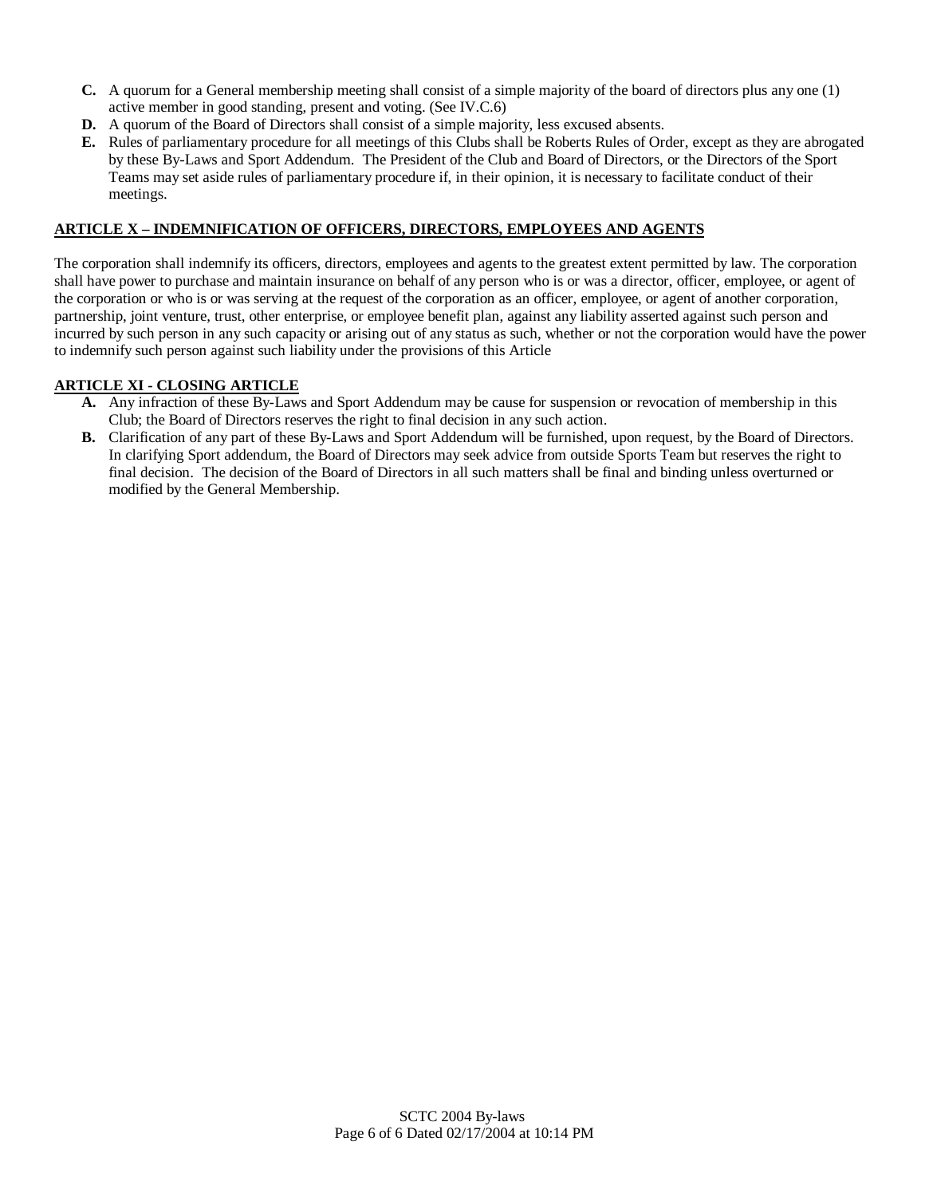**C.** A quorum for a General membership meeting shall consist of a simple majority of the board of directors plus any one (1) active member in good standing, present and voting. (See IV.C.6)

**D.** A quorum of the Board of Directors shall consist of a simple majority, less excused absents.

**E.** Rules of parliamentary procedure for all meetings of this Clubs shall be Roberts Rules of Order, except as they are abrogated by these By-Laws and Sport Addendum. The President of the Club and Board of Directors, or the Directors of the Sport Teams may set aside rules of parliamentary procedure if, in their opinion, it is necessary to facilitate conduct of their meetings.

## ARTICLE X – INDEMNIFICATION OF OFFICERS, DIRECTORS, EMPLOYEES AND AGENTS

The corporation shall indemnify its officers, directors, employees and agents to the greatest extent permitted by law. The corporation shall have power to purchase and maintain insurance on behalf of any person who is or was a director, officer, employee, or agent of the corporation or who is or was serving at the request of the corporation as an officer, employee, or agent of another corporation, partnership, joint venture, trust, other enterprise, or employee benefit plan, against any liability asserted against such person and incurred by such person in any such capacity or arising out of any status as such, whether or not the corporation would have the power to indemnify such person against such liability under the provisions of this Article

## ARTICLE XI - CLOSING ARTICLE

**A.** Any infraction of these By-Laws and Sport Addendum may be cause for suspension or revocation of membership in this Club; the Board of Directors reserves the right to final decision in any such action.

**B.** Clarification of any part of these By-Laws and Sport Addendum will be furnished, upon request, by the Board of Directors. In clarifying Sport addendum, the Board of Directors may seek advice from outside Sports Team but reserves the right to final decision. The decision of the Board of Directors in all such matters shall be final and binding unless overturned or modified by the General Membership.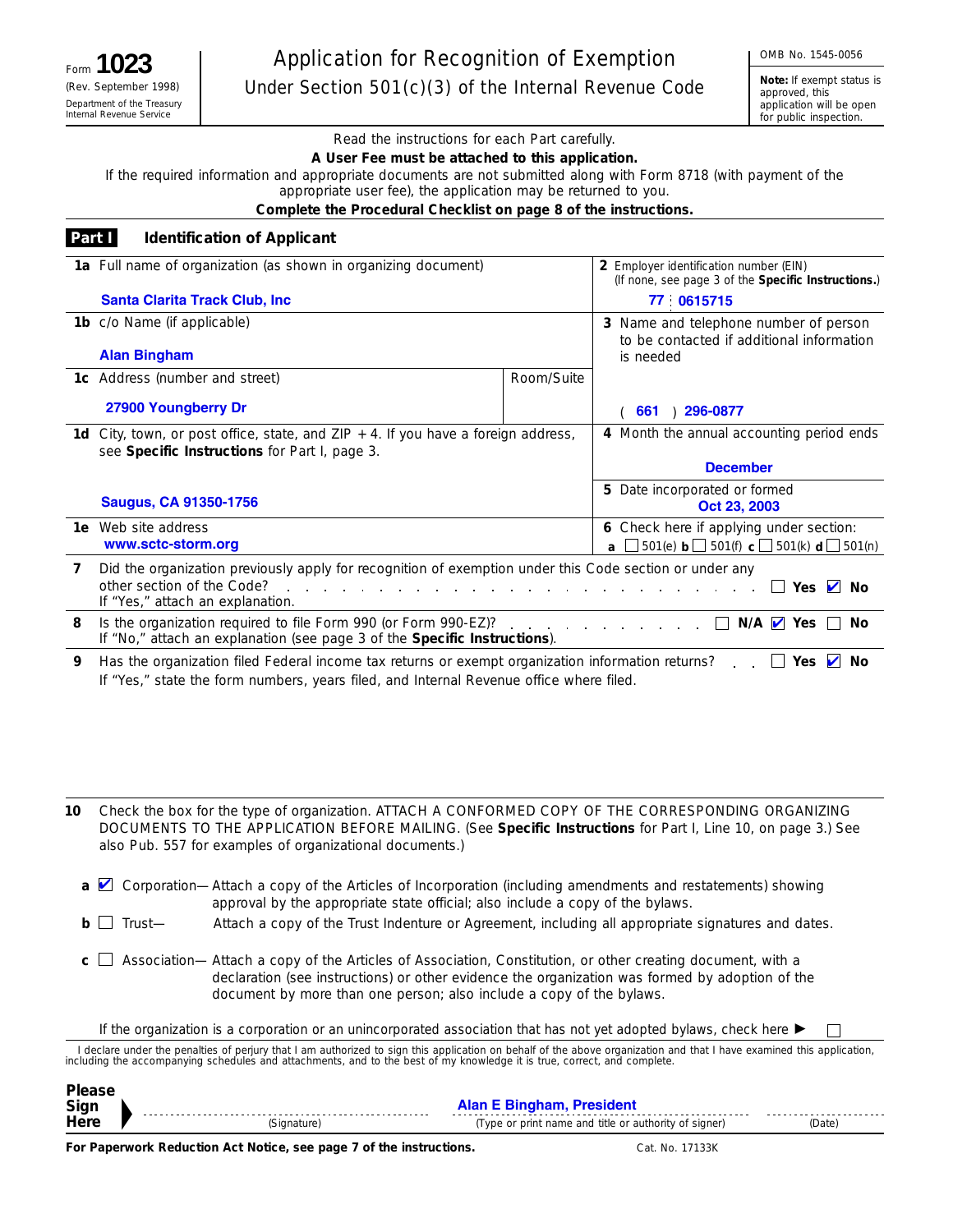Form **1023**
(Rev. September 1998)
Department of the Treasury
Internal Revenue Service

# Application for Recognition of Exemption
## Under Section 501(c)(3) of the Internal Revenue Code

OMB No. 1545-0056

**Note:** If exempt status is approved, this application will be open for public inspection.

Read the instructions for each Part carefully.

**A User Fee must be attached to this application.**

If the required information and appropriate documents are not submitted along with Form 8718 (with payment of the appropriate user fee), the application may be returned to you.

**Complete the Procedural Checklist on page 8 of the instructions.**

## Part I Identification of Applicant

| | |
|---|---|
| **1a** Full name of organization (as shown in organizing document)<br>Santa Clarita Track Club, Inc | **2** Employer identification number (EIN) (If none, see page 3 of the **Specific Instructions.**)<br>77 : 0615715 |
| **1b** c/o Name (if applicable)<br>Alan Bingham | **3** Name and telephone number of person to be contacted if additional information is needed |
| **1c** Address (number and street)<br>27900 Youngberry Dr — Room/Suite: | ( 661 ) 296-0877 |
| **1d** City, town, or post office, state, and ZIP + 4. If you have a foreign address, see **Specific Instructions** for Part I, page 3.<br>Saugus, CA 91350-1756 | **4** Month the annual accounting period ends<br>December |
| | **5** Date incorporated or formed<br>Oct 23, 2003 |
| **1e** Web site address<br>www.sctc-storm.org | **6** Check here if applying under section:<br>**a** ☐ 501(e) **b** ☐ 501(f) **c** ☐ 501(k) **d** ☐ 501(n) |

**7** Did the organization previously apply for recognition of exemption under this Code section or under any other section of the Code? ☐ Yes ☑ No
If "Yes," attach an explanation.

**8** Is the organization required to file Form 990 (or Form 990-EZ)? ☐ N/A ☑ Yes ☐ No
If "No," attach an explanation (see page 3 of the **Specific Instructions**).

**9** Has the organization filed Federal income tax returns or exempt organization information returns? ☐ Yes ☑ No
If "Yes," state the form numbers, years filed, and Internal Revenue office where filed.

**10** Check the box for the type of organization. ATTACH A CONFORMED COPY OF THE CORRESPONDING ORGANIZING DOCUMENTS TO THE APPLICATION BEFORE MAILING. (See **Specific Instructions** for Part I, Line 10, on page 3.) See also Pub. 557 for examples of organizational documents.)

**a** ☑ Corporation— Attach a copy of the Articles of Incorporation (including amendments and restatements) showing approval by the appropriate state official; also include a copy of the bylaws.

**b** ☐ Trust— Attach a copy of the Trust Indenture or Agreement, including all appropriate signatures and dates.

**c** ☐ Association— Attach a copy of the Articles of Association, Constitution, or other creating document, with a declaration (see instructions) or other evidence the organization was formed by adoption of the document by more than one person; also include a copy of the bylaws.

If the organization is a corporation or an unincorporated association that has not yet adopted bylaws, check here ▶ ☐

I declare under the penalties of perjury that I am authorized to sign this application on behalf of the above organization and that I have examined this application, including the accompanying schedules and attachments, and to the best of my knowledge it is true, correct, and complete.

**Please Sign Here** ▶ ____________ (Signature) — Alan E Bingham, President (Type or print name and title or authority of signer) — ____________ (Date)

**For Paperwork Reduction Act Notice, see page 7 of the instructions.** Cat. No. 17133K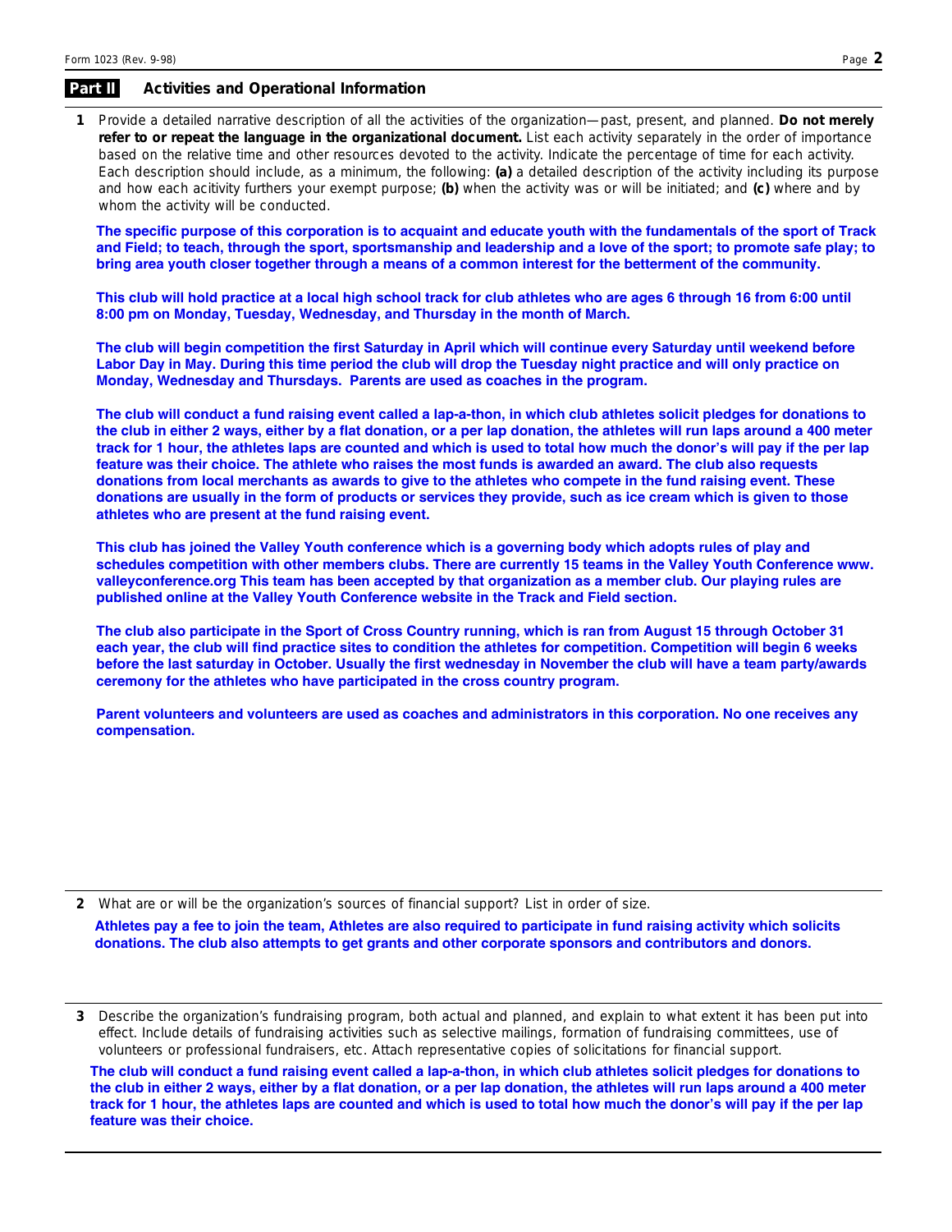## Part II Activities and Operational Information

**1** Provide a detailed narrative description of all the activities of the organization—past, present, and planned. **Do not merely refer to or repeat the language in the organizational document.** List each activity separately in the order of importance based on the relative time and other resources devoted to the activity. Indicate the percentage of time for each activity. Each description should include, as a minimum, the following: **(a)** a detailed description of the activity including its purpose and how each activity furthers your exempt purpose; **(b)** when the activity was or will be initiated; and **(c)** where and by whom the activity will be conducted.

**The specific purpose of this corporation is to acquaint and educate youth with the fundamentals of the sport of Track and Field; to teach, through the sport, sportsmanship and leadership and a love of the sport; to promote safe play; to bring area youth closer together through a means of a common interest for the betterment of the community.**

**This club will hold practice at a local high school track for club athletes who are ages 6 through 16 from 6:00 until 8:00 pm on Monday, Tuesday, Wednesday, and Thursday in the month of March.**

**The club will begin competition the first Saturday in April which will continue every Saturday until weekend before Labor Day in May. During this time period the club will drop the Tuesday night practice and will only practice on Monday, Wednesday and Thursdays. Parents are used as coaches in the program.**

**The club will conduct a fund raising event called a lap-a-thon, in which club athletes solicit pledges for donations to the club in either 2 ways, either by a flat donation, or a per lap donation, the athletes will run laps around a 400 meter track for 1 hour, the athletes laps are counted and which is used to total how much the donor's will pay if the per lap feature was their choice. The athlete who raises the most funds is awarded an award. The club also requests donations from local merchants as awards to give to the athletes who compete in the fund raising event. These donations are usually in the form of products or services they provide, such as ice cream which is given to those athletes who are present at the fund raising event.**

**This club has joined the Valley Youth conference which is a governing body which adopts rules of play and schedules competition with other members clubs. There are currently 15 teams in the Valley Youth Conference www.valleyconference.org This team has been accepted by that organization as a member club. Our playing rules are published online at the Valley Youth Conference website in the Track and Field section.**

**The club also participate in the Sport of Cross Country running, which is ran from August 15 through October 31 each year, the club will find practice sites to condition the athletes for competition. Competition will begin 6 weeks before the last saturday in October. Usually the first wednesday in November the club will have a team party/awards ceremony for the athletes who have participated in the cross country program.**

**Parent volunteers and volunteers are used as coaches and administrators in this corporation. No one receives any compensation.**

**2** What are or will be the organization's sources of financial support? List in order of size.

**Athletes pay a fee to join the team, Athletes are also required to participate in fund raising activity which solicits donations. The club also attempts to get grants and other corporate sponsors and contributors and donors.**

**3** Describe the organization's fundraising program, both actual and planned, and explain to what extent it has been put into effect. Include details of fundraising activities such as selective mailings, formation of fundraising committees, use of volunteers or professional fundraisers, etc. Attach representative copies of solicitations for financial support.

**The club will conduct a fund raising event called a lap-a-thon, in which club athletes solicit pledges for donations to the club in either 2 ways, either by a flat donation, or a per lap donation, the athletes will run laps around a 400 meter track for 1 hour, the athletes laps are counted and which is used to total how much the donor's will pay if the per lap feature was their choice.**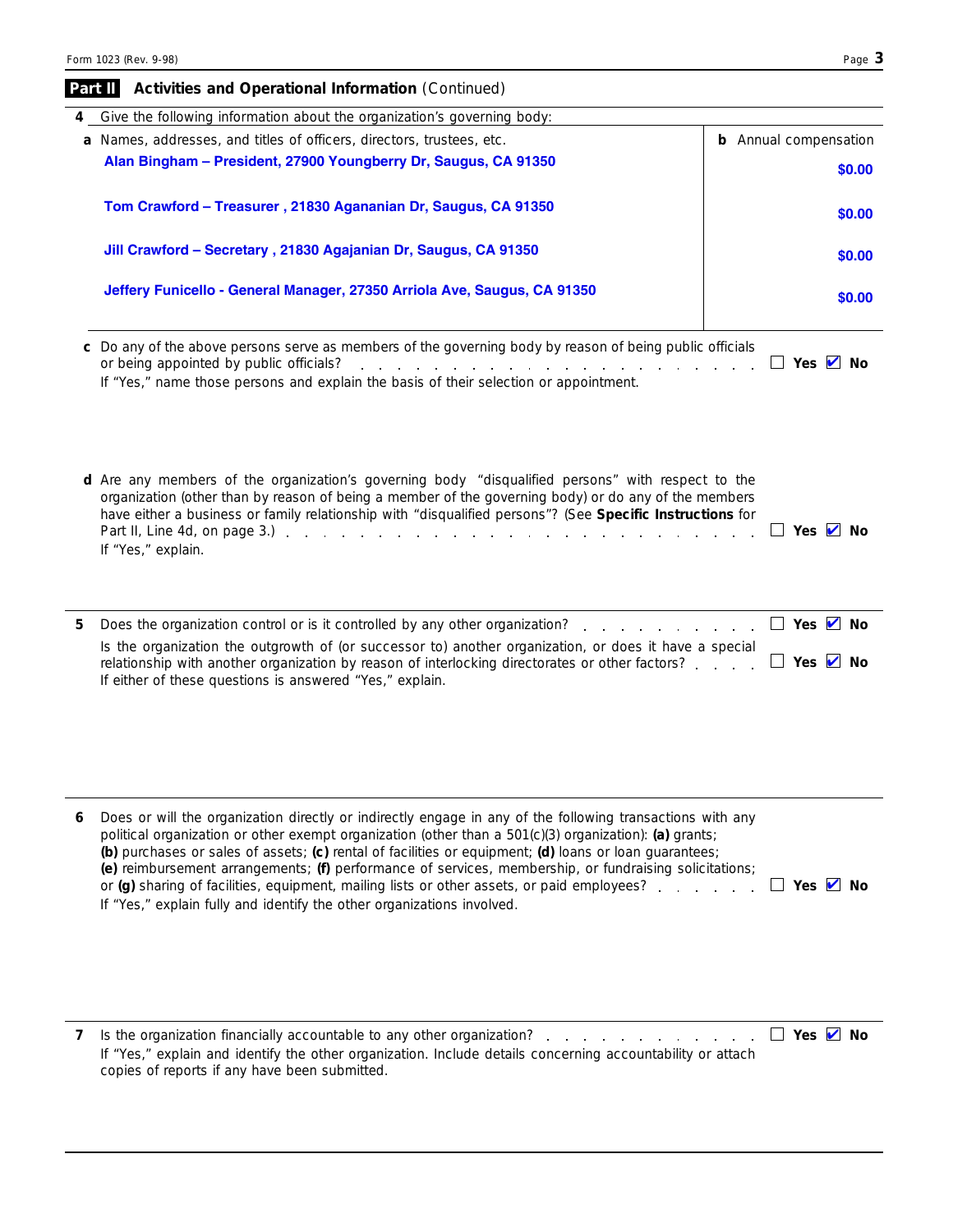## Part II Activities and Operational Information (Continued)

**4** Give the following information about the organization's governing body:

| **a** Names, addresses, and titles of officers, directors, trustees, etc. | **b** Annual compensation |
|---|---|
| **Alan Bingham – President, 27900 Youngberry Dr, Saugus, CA 91350** | **$0.00** |
| **Tom Crawford – Treasurer , 21830 Agananian Dr, Saugus, CA 91350** | **$0.00** |
| **Jill Crawford – Secretary , 21830 Agajanian Dr, Saugus, CA 91350** | **$0.00** |
| **Jeffery Funicello - General Manager, 27350 Arriola Ave, Saugus, CA 91350** | **$0.00** |

**c** Do any of the above persons serve as members of the governing body by reason of being public officials or being appointed by public officials? ☐ **Yes** ☑ **No**

If "Yes," name those persons and explain the basis of their selection or appointment.

**d** Are any members of the organization's governing body "disqualified persons" with respect to the organization (other than by reason of being a member of the governing body) or do any of the members have either a business or family relationship with "disqualified persons"? (See **Specific Instructions** for Part II, Line 4d, on page 3.) ☐ **Yes** ☑ **No**

If "Yes," explain.

**5** Does the organization control or is it controlled by any other organization? ☐ **Yes** ☑ **No**

Is the organization the outgrowth of (or successor to) another organization, or does it have a special relationship with another organization by reason of interlocking directorates or other factors? ☐ **Yes** ☑ **No**

If either of these questions is answered "Yes," explain.

**6** Does or will the organization directly or indirectly engage in any of the following transactions with any political organization or other exempt organization (other than a 501(c)(3) organization): **(a)** grants; **(b)** purchases or sales of assets; **(c)** rental of facilities or equipment; **(d)** loans or loan guarantees; **(e)** reimbursement arrangements; **(f)** performance of services, membership, or fundraising solicitations; or **(g)** sharing of facilities, equipment, mailing lists or other assets, or paid employees? ☐ **Yes** ☑ **No**

If "Yes," explain fully and identify the other organizations involved.

**7** Is the organization financially accountable to any other organization? ☐ **Yes** ☑ **No**

If "Yes," explain and identify the other organization. Include details concerning accountability or attach copies of reports if any have been submitted.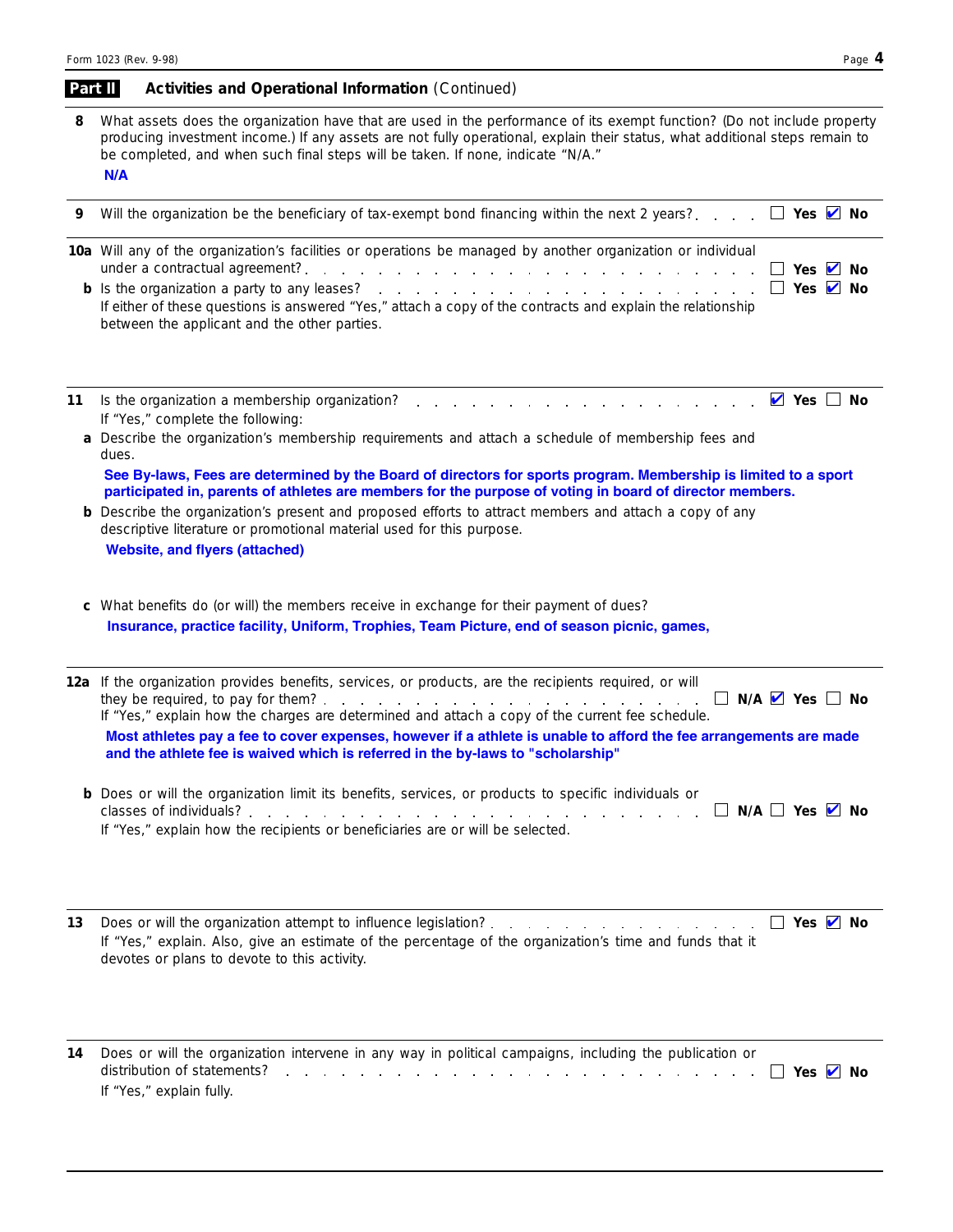## Part II Activities and Operational Information (Continued)

**8** What assets does the organization have that are used in the performance of its exempt function? (Do not include property producing investment income.) If any assets are not fully operational, explain their status, what additional steps remain to be completed, and when such final steps will be taken. If none, indicate "N/A."

**N/A**

**9** Will the organization be the beneficiary of tax-exempt bond financing within the next 2 years? ☐ Yes ☑ No

**10a** Will any of the organization's facilities or operations be managed by another organization or individual under a contractual agreement? ☐ Yes ☑ No

**b** Is the organization a party to any leases? ☐ Yes ☑ No

If either of these questions is answered "Yes," attach a copy of the contracts and explain the relationship between the applicant and the other parties.

**11** Is the organization a membership organization? ☑ Yes ☐ No

If "Yes," complete the following:

**a** Describe the organization's membership requirements and attach a schedule of membership fees and dues.

**See By-laws, Fees are determined by the Board of directors for sports program. Membership is limited to a sport participated in, parents of athletes are members for the purpose of voting in board of director members.**

**b** Describe the organization's present and proposed efforts to attract members and attach a copy of any descriptive literature or promotional material used for this purpose.

**Website, and flyers (attached)**

**c** What benefits do (or will) the members receive in exchange for their payment of dues?

**Insurance, practice facility, Uniform, Trophies, Team Picture, end of season picnic, games,**

**12a** If the organization provides benefits, services, or products, are the recipients required, or will they be required, to pay for them? ☐ N/A ☑ Yes ☐ No

If "Yes," explain how the charges are determined and attach a copy of the current fee schedule.

**Most athletes pay a fee to cover expenses, however if a athlete is unable to afford the fee arrangements are made and the athlete fee is waived which is referred in the by-laws to "scholarship"**

**b** Does or will the organization limit its benefits, services, or products to specific individuals or classes of individuals? ☐ N/A ☐ Yes ☑ No

If "Yes," explain how the recipients or beneficiaries are or will be selected.

**13** Does or will the organization attempt to influence legislation? ☐ Yes ☑ No

If "Yes," explain. Also, give an estimate of the percentage of the organization's time and funds that it devotes or plans to devote to this activity.

**14** Does or will the organization intervene in any way in political campaigns, including the publication or distribution of statements? ☐ Yes ☑ No

If "Yes," explain fully.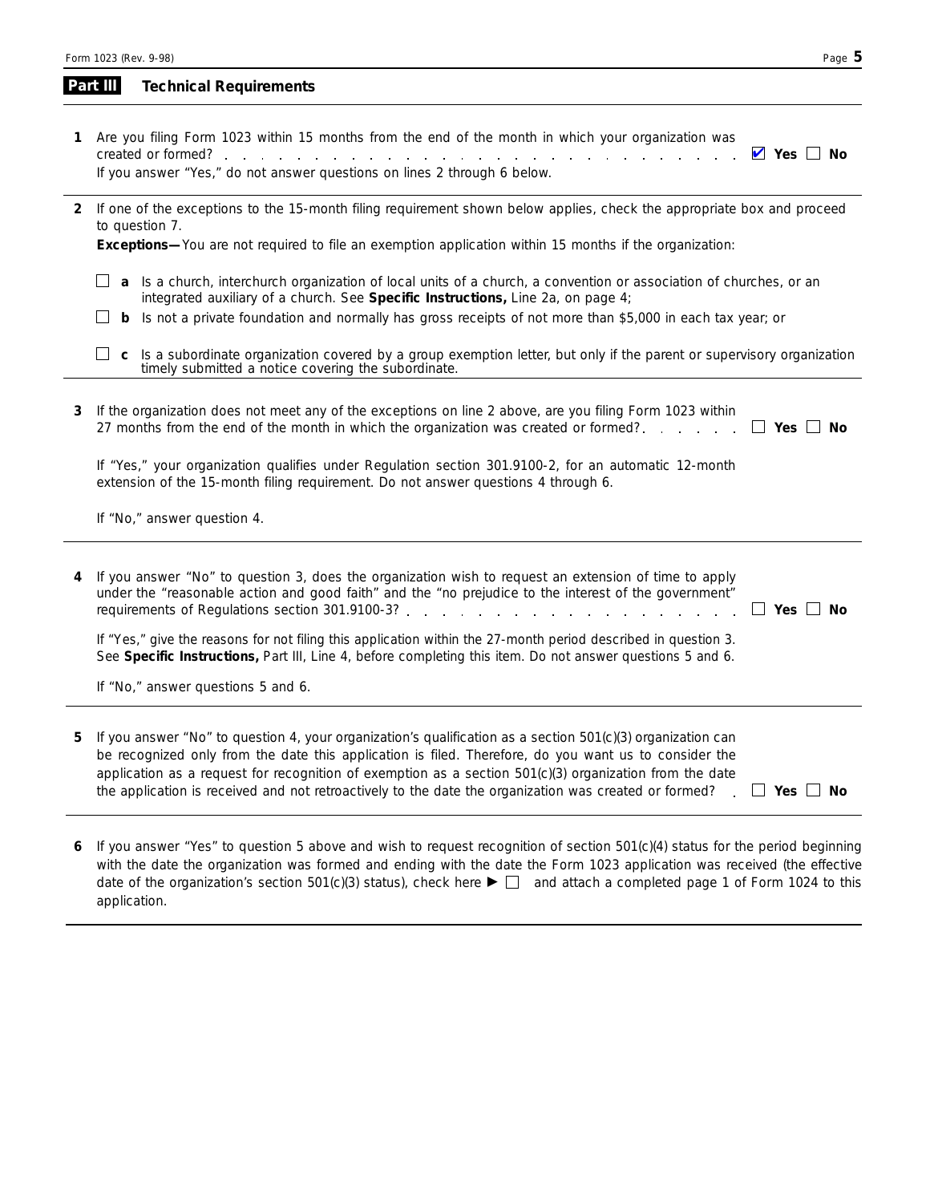## Part III Technical Requirements

**1** Are you filing Form 1023 within 15 months from the end of the month in which your organization was created or formed? . . . . . . ☑ **Yes** ☐ **No**

If you answer "Yes," do not answer questions on lines 2 through 6 below.

**2** If one of the exceptions to the 15-month filing requirement shown below applies, check the appropriate box and proceed to question 7.

**Exceptions—**You are not required to file an exemption application within 15 months if the organization:

☐ **a** Is a church, interchurch organization of local units of a church, a convention or association of churches, or an integrated auxiliary of a church. See **Specific Instructions,** Line 2a, on page 4;

☐ **b** Is not a private foundation and normally has gross receipts of not more than $5,000 in each tax year; or

☐ **c** Is a subordinate organization covered by a group exemption letter, but only if the parent or supervisory organization timely submitted a notice covering the subordinate.

**3** If the organization does not meet any of the exceptions on line 2 above, are you filing Form 1023 within 27 months from the end of the month in which the organization was created or formed? . . . . . . ☐ **Yes** ☐ **No**

If "Yes," your organization qualifies under Regulation section 301.9100-2, for an automatic 12-month extension of the 15-month filing requirement. Do not answer questions 4 through 6.

If "No," answer question 4.

**4** If you answer "No" to question 3, does the organization wish to request an extension of time to apply under the "reasonable action and good faith" and the "no prejudice to the interest of the government" requirements of Regulations section 301.9100-3? . . . . . . ☐ **Yes** ☐ **No**

If "Yes," give the reasons for not filing this application within the 27-month period described in question 3. See **Specific Instructions,** Part III, Line 4, before completing this item. Do not answer questions 5 and 6.

If "No," answer questions 5 and 6.

**5** If you answer "No" to question 4, your organization's qualification as a section 501(c)(3) organization can be recognized only from the date this application is filed. Therefore, do you want us to consider the application as a request for recognition of exemption as a section 501(c)(3) organization from the date the application is received and not retroactively to the date the organization was created or formed? . ☐ **Yes** ☐ **No**

**6** If you answer "Yes" to question 5 above and wish to request recognition of section 501(c)(4) status for the period beginning with the date the organization was formed and ending with the date the Form 1023 application was received (the effective date of the organization's section 501(c)(3) status), check here ► ☐ and attach a completed page 1 of Form 1024 to this application.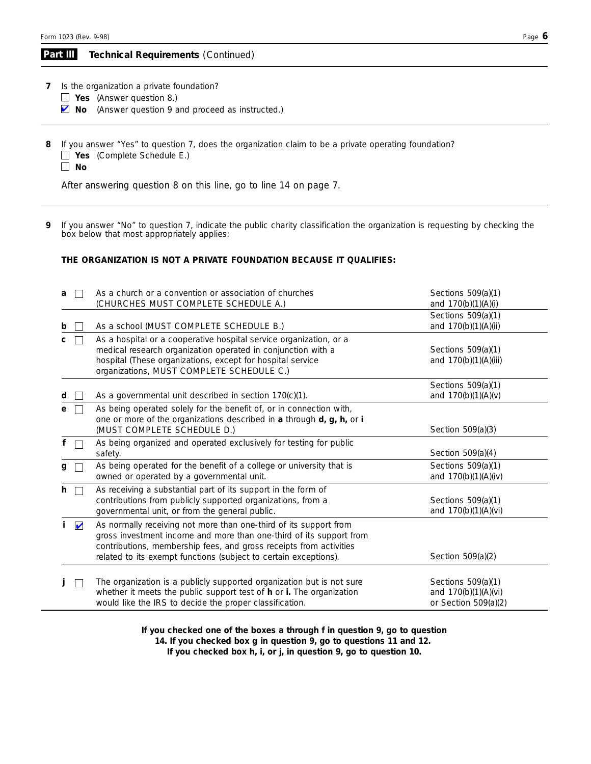## Part III Technical Requirements (Continued)

**7** Is the organization a private foundation?

☐ **Yes** (Answer question 8.)

☑ **No** (Answer question 9 and proceed as instructed.)

**8** If you answer "Yes" to question 7, does the organization claim to be a private operating foundation?

☐ **Yes** (Complete Schedule E.)

☐ **No**

After answering question 8 on this line, go to line 14 on page 7.

**9** If you answer "No" to question 7, indicate the public charity classification the organization is requesting by checking the box below that most appropriately applies:

**THE ORGANIZATION IS NOT A PRIVATE FOUNDATION BECAUSE IT QUALIFIES:**

| | | | |
|---|---|---|---|
| **a** | ☐ | As a church or a convention or association of churches (CHURCHES MUST COMPLETE SCHEDULE A.) | Sections 509(a)(1) and 170(b)(1)(A)(i) |
| **b** | ☐ | As a school (MUST COMPLETE SCHEDULE B.) | Sections 509(a)(1) and 170(b)(1)(A)(ii) |
| **c** | ☐ | As a hospital or a cooperative hospital service organization, or a medical research organization operated in conjunction with a hospital (These organizations, except for hospital service organizations, MUST COMPLETE SCHEDULE C.) | Sections 509(a)(1) and 170(b)(1)(A)(iii) |
| **d** | ☐ | As a governmental unit described in section 170(c)(1). | Sections 509(a)(1) and 170(b)(1)(A)(v) |
| **e** | ☐ | As being operated solely for the benefit of, or in connection with, one or more of the organizations described in **a** through **d, g, h,** or **i** (MUST COMPLETE SCHEDULE D.) | Section 509(a)(3) |
| **f** | ☐ | As being organized and operated exclusively for testing for public safety. | Section 509(a)(4) |
| **g** | ☐ | As being operated for the benefit of a college or university that is owned or operated by a governmental unit. | Sections 509(a)(1) and 170(b)(1)(A)(iv) |
| **h** | ☐ | As receiving a substantial part of its support in the form of contributions from publicly supported organizations, from a governmental unit, or from the general public. | Sections 509(a)(1) and 170(b)(1)(A)(vi) |
| **i** | ☑ | As normally receiving not more than one-third of its support from gross investment income and more than one-third of its support from contributions, membership fees, and gross receipts from activities related to its exempt functions (subject to certain exceptions). | Section 509(a)(2) |
| **j** | ☐ | The organization is a publicly supported organization but is not sure whether it meets the public support test of **h** or **i.** The organization would like the IRS to decide the proper classification. | Sections 509(a)(1) and 170(b)(1)(A)(vi) or Section 509(a)(2) |

**If you checked one of the boxes a through f in question 9, go to question 14. If you checked box g in question 9, go to questions 11 and 12. If you checked box h, i, or j, in question 9, go to question 10.**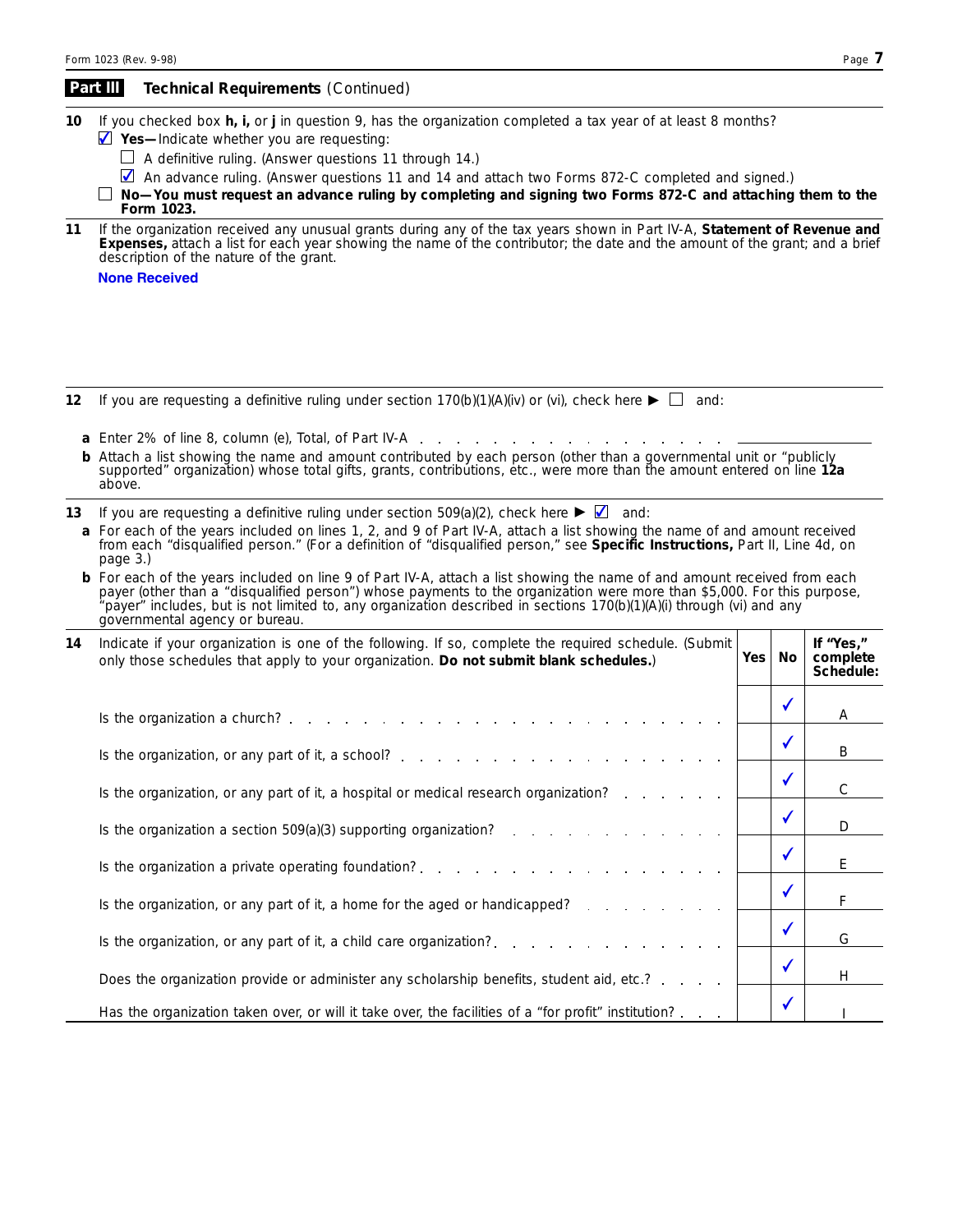## Part III Technical Requirements (Continued)

**10** If you checked box **h, i,** or **j** in question 9, has the organization completed a tax year of at least 8 months?

☑ **Yes—** Indicate whether you are requesting:

☐ A definitive ruling. (Answer questions 11 through 14.)

☑ An advance ruling. (Answer questions 11 and 14 and attach two Forms 872-C completed and signed.)

☐ **No—You must request an advance ruling by completing and signing two Forms 872-C and attaching them to the Form 1023.**

**11** If the organization received any unusual grants during any of the tax years shown in Part IV-A, **Statement of Revenue and Expenses,** attach a list for each year showing the name of the contributor; the date and the amount of the grant; and a brief description of the nature of the grant.

**None Received**

**12** If you are requesting a definitive ruling under section 170(b)(1)(A)(iv) or (vi), check here ► ☐ and:

**a** Enter 2% of line 8, column (e), Total, of Part IV-A . . . . . . . . . . . . . . . . . . ________

**b** Attach a list showing the name and amount contributed by each person (other than a governmental unit or "publicly supported" organization) whose total gifts, grants, contributions, etc., were more than the amount entered on line **12a** above.

**13** If you are requesting a definitive ruling under section 509(a)(2), check here ► ☑ and:

**a** For each of the years included on lines 1, 2, and 9 of Part IV-A, attach a list showing the name of and amount received from each "disqualified person." (For a definition of "disqualified person," see **Specific Instructions,** Part II, Line 4d, on page 3.)

**b** For each of the years included on line 9 of Part IV-A, attach a list showing the name of and amount received from each payer (other than a "disqualified person") whose payments to the organization were more than $5,000. For this purpose, "payer" includes, but is not limited to, any organization described in sections 170(b)(1)(A)(i) through (vi) and any governmental agency or bureau.

**14** Indicate if your organization is one of the following. If so, complete the required schedule. (Submit only those schedules that apply to your organization. **Do not submit blank schedules.**)

| | Yes | No | If "Yes," complete Schedule: |
|---|---|---|---|
| Is the organization a church? | | ✓ | A |
| Is the organization, or any part of it, a school? | | ✓ | B |
| Is the organization, or any part of it, a hospital or medical research organization? | | ✓ | C |
| Is the organization a section 509(a)(3) supporting organization? | | ✓ | D |
| Is the organization a private operating foundation? | | ✓ | E |
| Is the organization, or any part of it, a home for the aged or handicapped? | | ✓ | F |
| Is the organization, or any part of it, a child care organization? | | ✓ | G |
| Does the organization provide or administer any scholarship benefits, student aid, etc.? | | ✓ | H |
| Has the organization taken over, or will it take over, the facilities of a "for profit" institution? | | ✓ | I |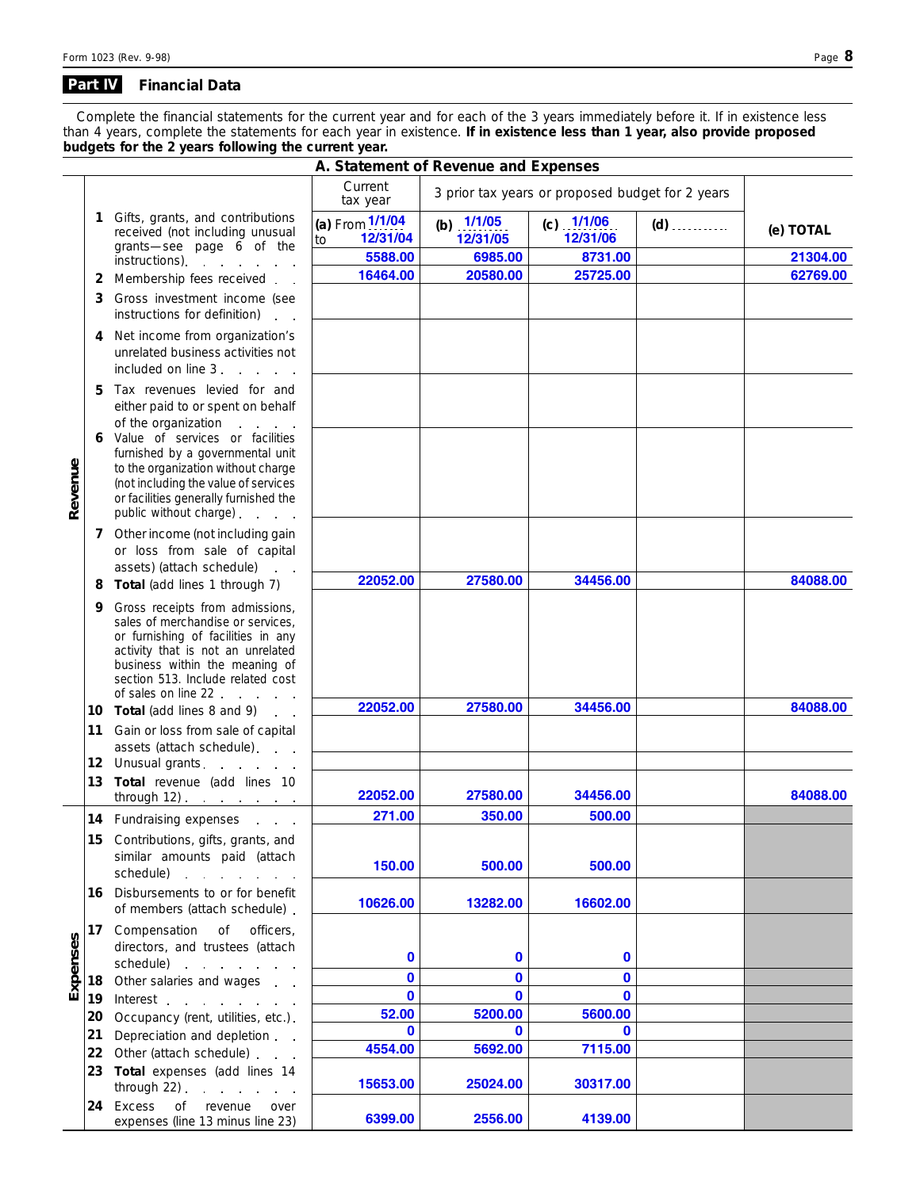Form 1023 (Rev. 9-98)

## Part IV Financial Data

Complete the financial statements for the current year and for each of the 3 years immediately before it. If in existence less than 4 years, complete the statements for each year in existence. **If in existence less than 1 year, also provide proposed budgets for the 2 years following the current year.**

### A. Statement of Revenue and Expenses

| | | Current tax year | 3 prior tax years or proposed budget for 2 years | | | |
|---|---|---|---|---|---|---|
| | | **(a)** From 1/1/04 to 12/31/04 | **(b)** 1/1/05 12/31/05 | **(c)** 1/1/06 12/31/06 | **(d)** .......... | **(e) TOTAL** |
| **Revenue** | **1** Gifts, grants, and contributions received (not including unusual grants—see page 6 of the instructions) | 5588.00 | 6985.00 | 8731.00 | | 21304.00 |
| | **2** Membership fees received | 16464.00 | 20580.00 | 25725.00 | | 62769.00 |
| | **3** Gross investment income (see instructions for definition) | | | | | |
| | **4** Net income from organization's unrelated business activities not included on line 3 | | | | | |
| | **5** Tax revenues levied for and either paid to or spent on behalf of the organization | | | | | |
| | **6** Value of services or facilities furnished by a governmental unit to the organization without charge (not including the value of services or facilities generally furnished the public without charge) | | | | | |
| | **7** Other income (not including gain or loss from sale of capital assets) (attach schedule) | | | | | |
| | **8 Total** (add lines 1 through 7) | 22052.00 | 27580.00 | 34456.00 | | 84088.00 |
| | **9** Gross receipts from admissions, sales of merchandise or services, or furnishing of facilities in any activity that is not an unrelated business within the meaning of section 513. Include related cost of sales on line 22 | | | | | |
| | **10 Total** (add lines 8 and 9) | 22052.00 | 27580.00 | 34456.00 | | 84088.00 |
| | **11** Gain or loss from sale of capital assets (attach schedule) | | | | | |
| | **12** Unusual grants | | | | | |
| | **13 Total** revenue (add lines 10 through 12) | 22052.00 | 27580.00 | 34456.00 | | 84088.00 |
| **Expenses** | **14** Fundraising expenses | 271.00 | 350.00 | 500.00 | | |
| | **15** Contributions, gifts, grants, and similar amounts paid (attach schedule) | 150.00 | 500.00 | 500.00 | | |
| | **16** Disbursements to or for benefit of members (attach schedule) | 10626.00 | 13282.00 | 16602.00 | | |
| | **17** Compensation of officers, directors, and trustees (attach schedule) | 0 | 0 | 0 | | |
| | **18** Other salaries and wages | 0 | 0 | 0 | | |
| | **19** Interest | 0 | 0 | 0 | | |
| | **20** Occupancy (rent, utilities, etc.) | 52.00 | 5200.00 | 5600.00 | | |
| | **21** Depreciation and depletion | 0 | 0 | 0 | | |
| | **22** Other (attach schedule) | 4554.00 | 5692.00 | 7115.00 | | |
| | **23 Total** expenses (add lines 14 through 22) | 15653.00 | 25024.00 | 30317.00 | | |
| | **24** Excess of revenue over expenses (line 13 minus line 23) | 6399.00 | 2556.00 | 4139.00 | | |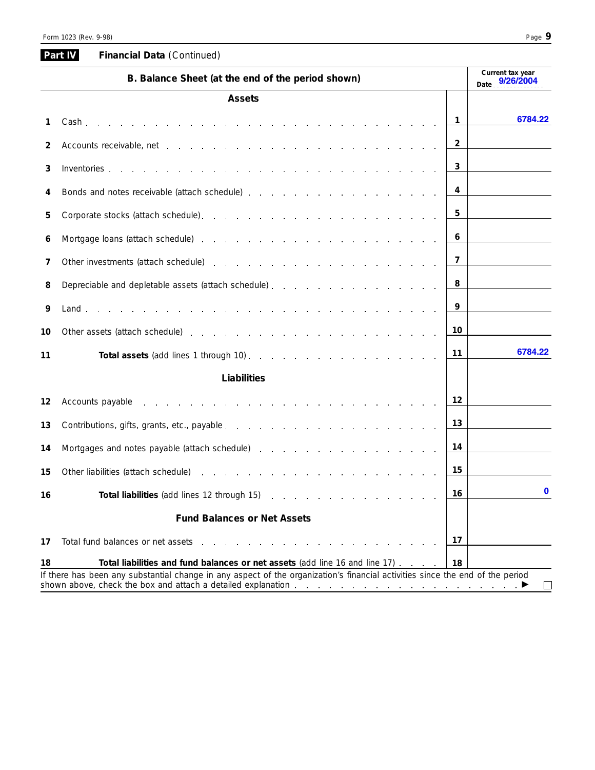## Part IV Financial Data (Continued)

| B. Balance Sheet (at the end of the period shown) | | Current tax year Date 9/26/2004 |
|---|---|---|
| **Assets** | | |
| 1 Cash | 1 | 6784.22 |
| 2 Accounts receivable, net | 2 | |
| 3 Inventories | 3 | |
| 4 Bonds and notes receivable (attach schedule) | 4 | |
| 5 Corporate stocks (attach schedule) | 5 | |
| 6 Mortgage loans (attach schedule) | 6 | |
| 7 Other investments (attach schedule) | 7 | |
| 8 Depreciable and depletable assets (attach schedule) | 8 | |
| 9 Land | 9 | |
| 10 Other assets (attach schedule) | 10 | |
| 11 **Total assets** (add lines 1 through 10) | 11 | 6784.22 |
| **Liabilities** | | |
| 12 Accounts payable | 12 | |
| 13 Contributions, gifts, grants, etc., payable | 13 | |
| 14 Mortgages and notes payable (attach schedule) | 14 | |
| 15 Other liabilities (attach schedule) | 15 | |
| 16 **Total liabilities** (add lines 12 through 15) | 16 | 0 |
| **Fund Balances or Net Assets** | | |
| 17 Total fund balances or net assets | 17 | |
| 18 **Total liabilities and fund balances or net assets** (add line 16 and line 17) | 18 | |

If there has been any substantial change in any aspect of the organization's financial activities since the end of the period shown above, check the box and attach a detailed explanation ▶ ☐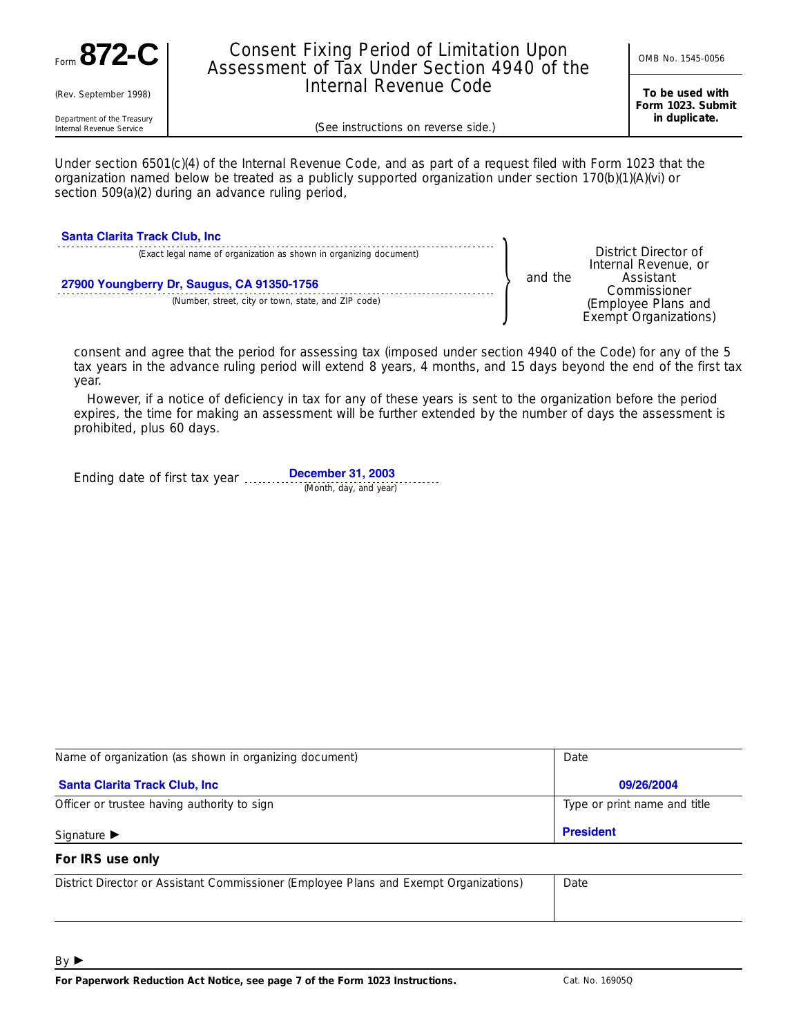Form **872-C**

(Rev. September 1998)

Department of the Treasury
Internal Revenue Service

# Consent Fixing Period of Limitation Upon Assessment of Tax Under Section 4940 of the Internal Revenue Code

(See instructions on reverse side.)

OMB No. 1545-0056

**To be used with Form 1023. Submit in duplicate.**

Under section 6501(c)(4) of the Internal Revenue Code, and as part of a request filed with Form 1023 that the organization named below be treated as a publicly supported organization under section 170(b)(1)(A)(vi) or section 509(a)(2) during an advance ruling period,

**Santa Clarita Track Club, Inc**
(Exact legal name of organization as shown in organizing document)

**27900 Youngberry Dr, Saugus, CA 91350-1756**
(Number, street, city or town, state, and ZIP code)

and the District Director of Internal Revenue, or Assistant Commissioner (Employee Plans and Exempt Organizations)

consent and agree that the period for assessing tax (imposed under section 4940 of the Code) for any of the 5 tax years in the advance ruling period will extend 8 years, 4 months, and 15 days beyond the end of the first tax year.

However, if a notice of deficiency in tax for any of these years is sent to the organization before the period expires, the time for making an assessment will be further extended by the number of days the assessment is prohibited, plus 60 days.

Ending date of first tax year **December 31, 2003**
(Month, day, and year)

| Name of organization (as shown in organizing document) | Date |
|---|---|
| **Santa Clarita Track Club, Inc** | **09/26/2004** |
| Officer or trustee having authority to sign | Type or print name and title |
| Signature ▶ | **President** |

**For IRS use only**

| District Director or Assistant Commissioner (Employee Plans and Exempt Organizations) | Date |
|---|---|
| | |

By ▶

**For Paperwork Reduction Act Notice, see page 7 of the Form 1023 Instructions.** Cat. No. 16905Q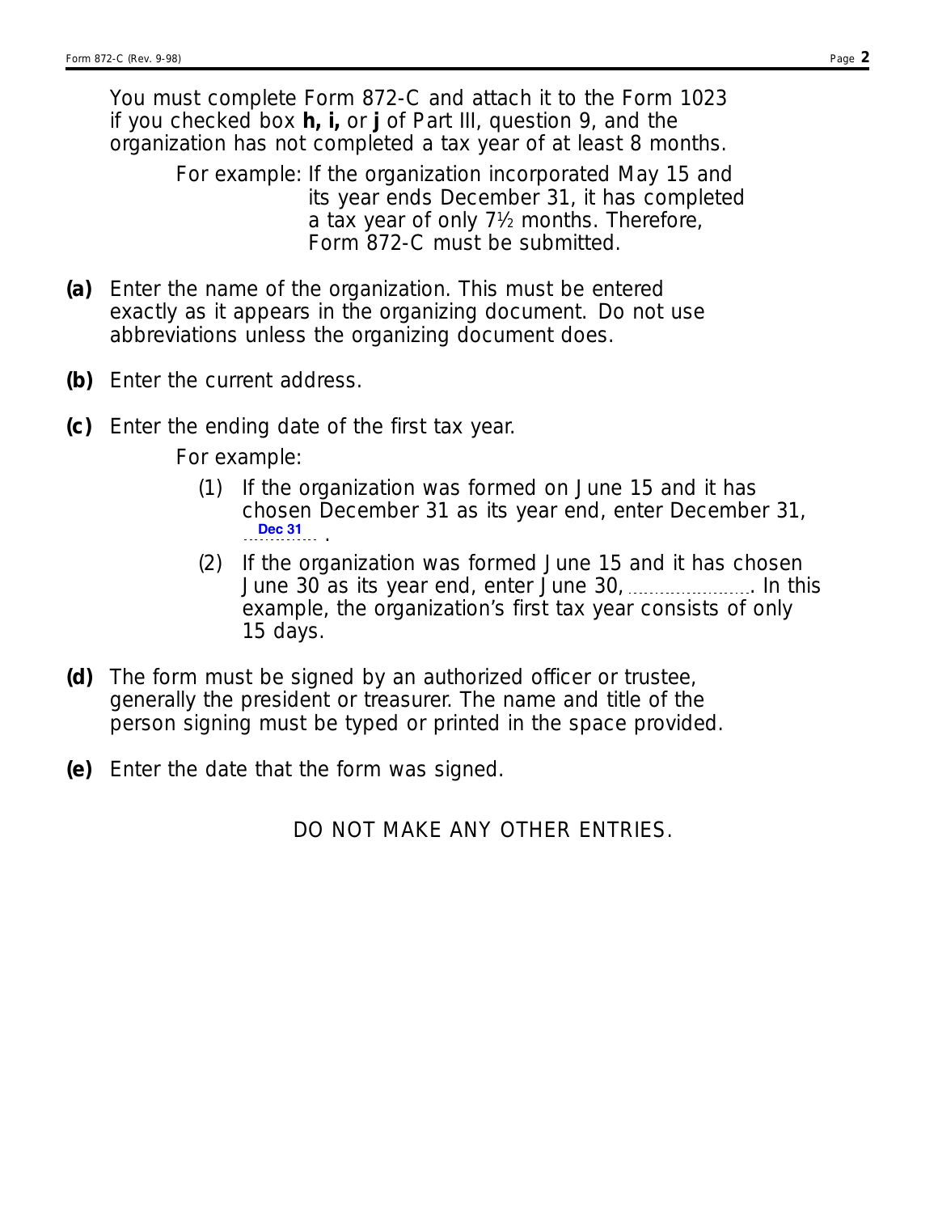You must complete Form 872-C and attach it to the Form 1023 if you checked box **h, i,** or **j** of Part III, question 9, and the organization has not completed a tax year of at least 8 months.

For example: If the organization incorporated May 15 and its year ends December 31, it has completed a tax year of only 7½ months. Therefore, Form 872-C must be submitted.

**(a)** Enter the name of the organization. This must be entered exactly as it appears in the organizing document. Do not use abbreviations unless the organizing document does.

**(b)** Enter the current address.

**(c)** Enter the ending date of the first tax year.

For example:

(1) If the organization was formed on June 15 and it has chosen December 31 as its year end, enter December 31, Dec 31 .

(2) If the organization was formed June 15 and it has chosen June 30 as its year end, enter June 30, ........................ . In this example, the organization's first tax year consists of only 15 days.

**(d)** The form must be signed by an authorized officer or trustee, generally the president or treasurer. The name and title of the person signing must be typed or printed in the space provided.

**(e)** Enter the date that the form was signed.

DO NOT MAKE ANY OTHER ENTRIES.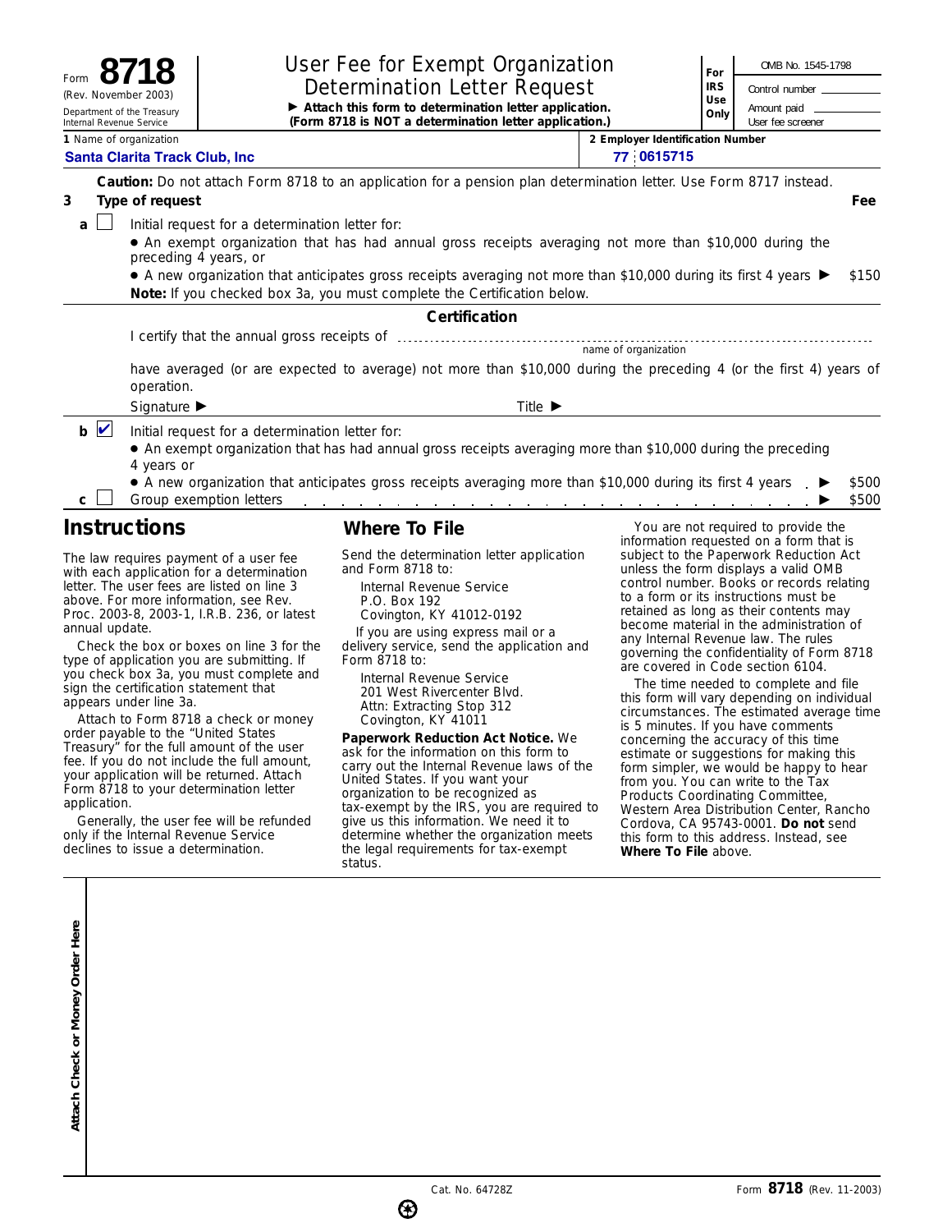Form **8718** (Rev. November 2003)
Department of the Treasury
Internal Revenue Service

# User Fee for Exempt Organization Determination Letter Request

▶ **Attach this form to determination letter application.**
**(Form 8718 is NOT a determination letter application.)**

For IRS Use Only — OMB No. 1545-1798 | Control number ______ | Amount paid ______ | User fee screener

**1** Name of organization: **Santa Clarita Track Club, Inc**

**2** Employer Identification Number: **77 0615715**

**Caution:** Do not attach Form 8718 to an application for a pension plan determination letter. Use Form 8717 instead.

**3 Type of request** — **Fee**

**a** ☐ Initial request for a determination letter for:
- An exempt organization that has had annual gross receipts averaging not more than $10,000 during the preceding 4 years, or
- A new organization that anticipates gross receipts averaging not more than $10,000 during its first 4 years ▶ $150

**Note:** If you checked box 3a, you must complete the Certification below.

**Certification**

I certify that the annual gross receipts of ______________________ (name of organization) have averaged (or are expected to average) not more than $10,000 during the preceding 4 (or the first 4) years of operation.

Signature ▶ Title ▶

**b** ☑ Initial request for a determination letter for:
- An exempt organization that has had annual gross receipts averaging more than $10,000 during the preceding 4 years or
- A new organization that anticipates gross receipts averaging more than $10,000 during its first 4 years ▶ $500

**c** ☐ Group exemption letters ▶ $500

## Instructions

The law requires payment of a user fee with each application for a determination letter. The user fees are listed on line 3 above. For more information, see Rev. Proc. 2003-8, 2003-1, I.R.B. 236, or latest annual update.

Check the box or boxes on line 3 for the type of application you are submitting. If you check box 3a, you must complete and sign the certification statement that appears under line 3a.

Attach to Form 8718 a check or money order payable to the "United States Treasury" for the full amount of the user fee. If you do not include the full amount, your application will be returned. Attach Form 8718 to your determination letter application.

Generally, the user fee will be refunded only if the Internal Revenue Service declines to issue a determination.

## Where To File

Send the determination letter application and Form 8718 to:

Internal Revenue Service
P.O. Box 192
Covington, KY 41012-0192

If you are using express mail or a delivery service, send the application and Form 8718 to:

Internal Revenue Service
201 West Rivercenter Blvd.
Attn: Extracting Stop 312
Covington, KY 41011

**Paperwork Reduction Act Notice.** We ask for the information on this form to carry out the Internal Revenue laws of the United States. If you want your organization to be recognized as tax-exempt by the IRS, you are required to give us this information. We need it to determine whether the organization meets the legal requirements for tax-exempt status.

You are not required to provide the information requested on a form that is subject to the Paperwork Reduction Act unless the form displays a valid OMB control number. Books or records relating to a form or its instructions must be retained as long as their contents may become material in the administration of any Internal Revenue law. The rules governing the confidentiality of Form 8718 are covered in Code section 6104.

The time needed to complete and file this form will vary depending on individual circumstances. The estimated average time is 5 minutes. If you have comments concerning the accuracy of this time estimate or suggestions for making this form simpler, we would be happy to hear from you. You can write to the Tax Products Coordinating Committee, Western Area Distribution Center, Rancho Cordova, CA 95743-0001. **Do not** send this form to this address. Instead, see **Where To File** above.

**Attach Check or Money Order Here**

Cat. No. 64728Z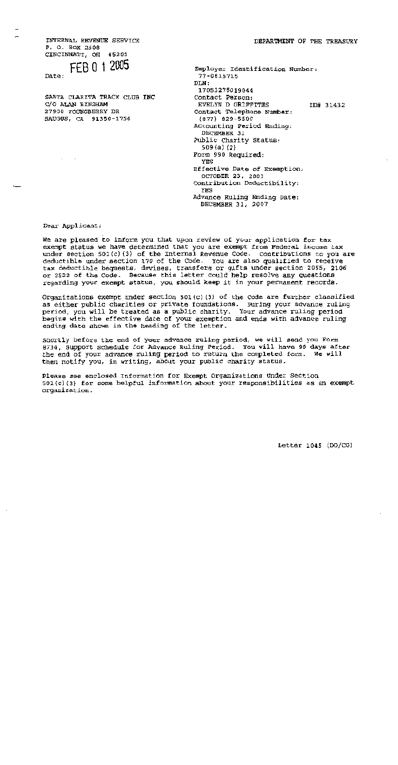INTERNAL REVENUE SERVICE
P. O. BOX 2508
CINCINNATI, OH 45201

DEPARTMENT OF THE TREASURY

Date: FEB 01 2005

SANTA CLARITA TRACK CLUB INC
C/O ALAN BINGHAM
27900 YOUNGBERRY DR
SAUGUS, CA 91350-1756

Employer Identification Number:
77-0615715
DLN:
17053275019044
Contact Person:
EVELYN D GRIFFITHS ID# 31432
Contact Telephone Number:
(877) 829-5500
Accounting Period Ending:
DECEMBER 31
Public Charity Status:
509(a)(2)
Form 990 Required:
YES
Effective Date of Exemption:
OCTOBER 23, 2003
Contribution Deductibility:
YES
Advance Ruling Ending Date:
DECEMBER 31, 2007

Dear Applicant:

We are pleased to inform you that upon review of your application for tax exempt status we have determined that you are exempt from Federal income tax under section 501(c)(3) of the Internal Revenue Code. Contributions to you are deductible under section 170 of the Code. You are also qualified to receive tax deductible bequests, devises, transfers or gifts under section 2055, 2106 or 2522 of the Code. Because this letter could help resolve any questions regarding your exempt status, you should keep it in your permanent records.

Organizations exempt under section 501(c)(3) of the Code are further classified as either public charities or private foundations. During your advance ruling period, you will be treated as a public charity. Your advance ruling period begins with the effective date of your exemption and ends with advance ruling ending date shown in the heading of the letter.

Shortly before the end of your advance ruling period, we will send you Form 8734, Support Schedule for Advance Ruling Period. You will have 90 days after the end of your advance ruling period to return the completed form. We will then notify you, in writing, about your public charity status.

Please see enclosed Information for Exempt Organizations Under Section 501(c)(3) for some helpful information about your responsibilities as an exempt organization.

Letter 1045 (DO/CG)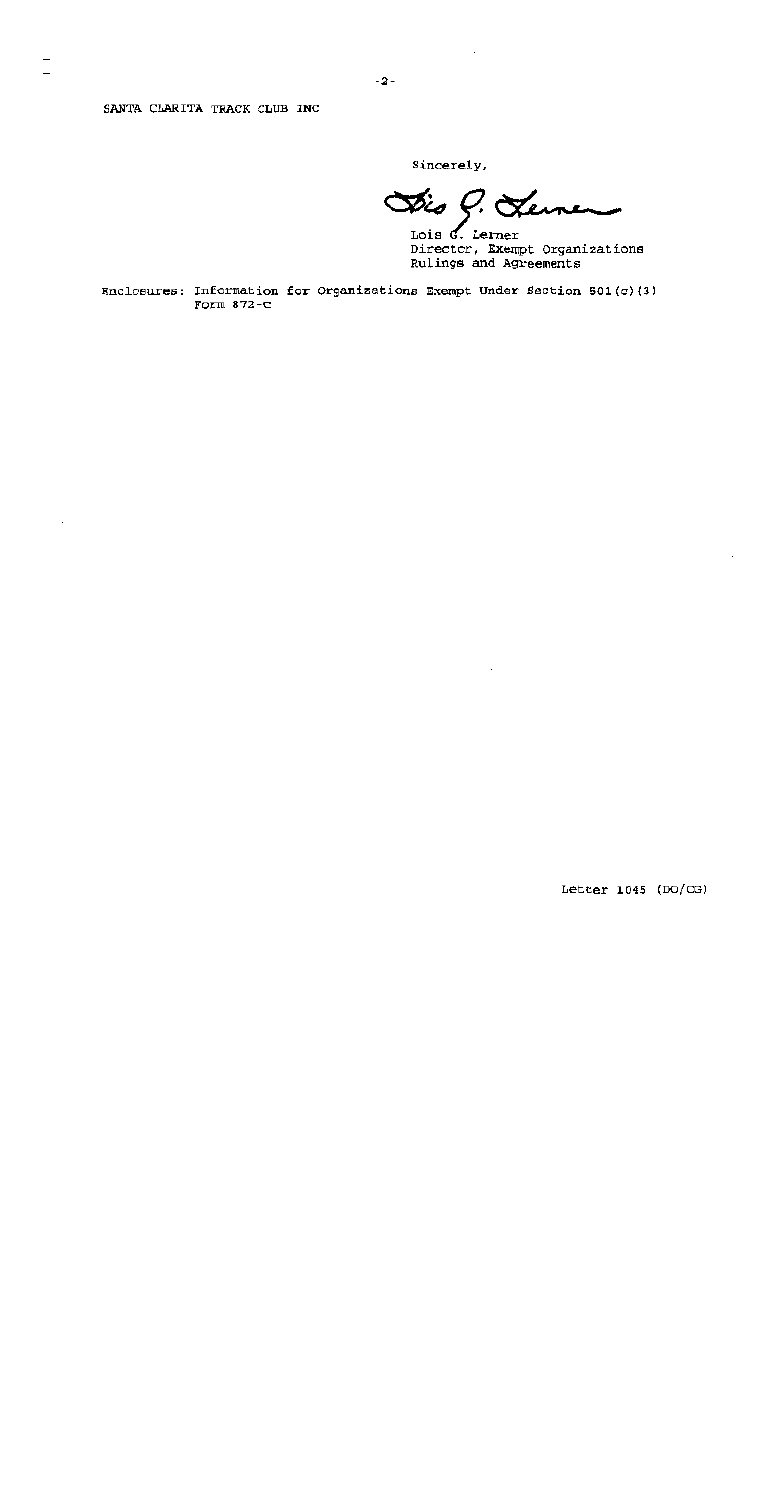SANTA CLARITA TRACK CLUB INC

Sincerely,

Lois G. Lerner
Director, Exempt Organizations
Rulings and Agreements

Enclosures: Information for Organizations Exempt Under Section 501(c)(3)
Form 872-C

Letter 1045 (DO/CG)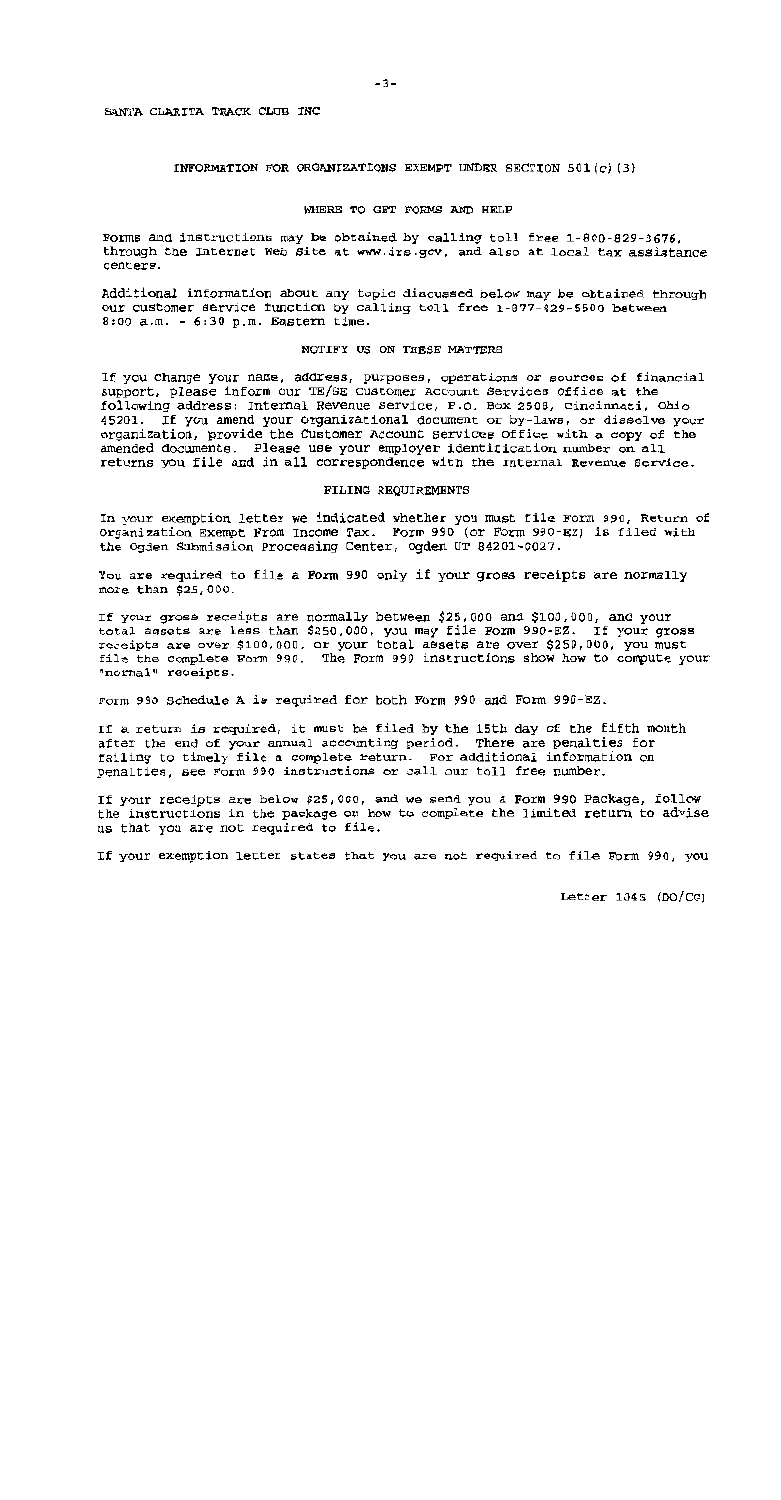SANTA CLARITA TRACK CLUB INC

## INFORMATION FOR ORGANIZATIONS EXEMPT UNDER SECTION 501(c)(3)

### WHERE TO GET FORMS AND HELP

Forms and instructions may be obtained by calling toll free 1-800-829-3676, through the Internet Web Site at www.irs.gov, and also at local tax assistance centers.

Additional information about any topic discussed below may be obtained through our customer service function by calling toll free 1-877-829-5500 between 8:00 a.m. - 6:30 p.m. Eastern time.

### NOTIFY US ON THESE MATTERS

If you change your name, address, purposes, operations or sources of financial support, please inform our TE/GE Customer Account Services Office at the following address: Internal Revenue Service, P.O. Box 2508, Cincinnati, Ohio 45201. If you amend your organizational document or by-laws, or dissolve your organization, provide the Customer Account Services Office with a copy of the amended documents. Please use your employer identification number on all returns you file and in all correspondence with the Internal Revenue Service.

### FILING REQUIREMENTS

In your exemption letter we indicated whether you must file Form 990, Return of Organization Exempt From Income Tax. Form 990 (or Form 990-EZ) is filed with the Ogden Submission Processing Center, Ogden UT 84201-0027.

You are required to file a Form 990 only if your gross receipts are normally more than $25,000.

If your gross receipts are normally between $25,000 and $100,000, and your total assets are less than $250,000, you may file Form 990-EZ. If your gross receipts are over $100,000, or your total assets are over $250,000, you must file the complete Form 990. The Form 990 instructions show how to compute your "normal" receipts.

Form 990 Schedule A is required for both Form 990 and Form 990-EZ.

If a return is required, it must be filed by the 15th day of the fifth month after the end of your annual accounting period. There are penalties for failing to timely file a complete return. For additional information on penalties, see Form 990 instructions or call our toll free number.

If your receipts are below $25,000, and we send you a Form 990 Package, follow the instructions in the package on how to complete the limited return to advise us that you are not required to file.

If your exemption letter states that you are not required to file Form 990, you

Letter 1045 (DO/CG)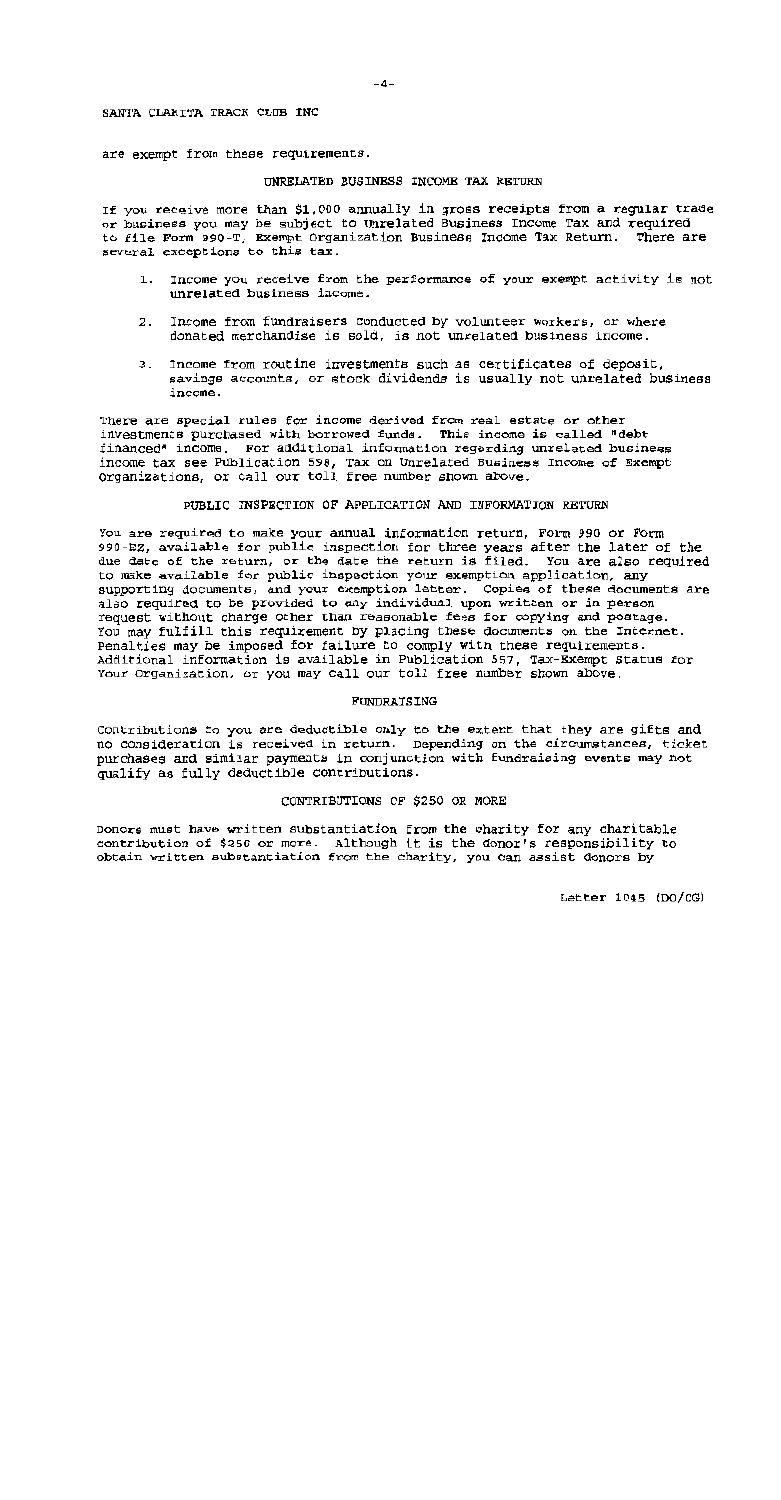SANTA CLARITA TRACK CLUB INC

are exempt from these requirements.

## UNRELATED BUSINESS INCOME TAX RETURN

If you receive more than $1,000 annually in gross receipts from a regular trade or business you may be subject to Unrelated Business Income Tax and required to file Form 990-T, Exempt Organization Business Income Tax Return. There are several exceptions to this tax.

1. Income you receive from the performance of your exempt activity is not unrelated business income.
2. Income from fundraisers conducted by volunteer workers, or where donated merchandise is sold, is not unrelated business income.
3. Income from routine investments such as certificates of deposit, savings accounts, or stock dividends is usually not unrelated business income.

There are special rules for income derived from real estate or other investments purchased with borrowed funds. This income is called "debt financed" income. For additional information regarding unrelated business income tax see Publication 598, Tax on Unrelated Business Income of Exempt Organizations, or call our toll free number shown above.

## PUBLIC INSPECTION OF APPLICATION AND INFORMATION RETURN

You are required to make your annual information return, Form 990 or Form 990-EZ, available for public inspection for three years after the later of the due date of the return, or the date the return is filed. You are also required to make available for public inspection your exemption application, any supporting documents, and your exemption letter. Copies of these documents are also required to be provided to any individual upon written or in person request without charge other than reasonable fees for copying and postage. You may fulfill this requirement by placing these documents on the Internet. Penalties may be imposed for failure to comply with these requirements. Additional information is available in Publication 557, Tax-Exempt Status for Your Organization, or you may call our toll free number shown above.

## FUNDRAISING

Contributions to you are deductible only to the extent that they are gifts and no consideration is received in return. Depending on the circumstances, ticket purchases and similar payments in conjunction with fundraising events may not qualify as fully deductible contributions.

## CONTRIBUTIONS OF $250 OR MORE

Donors must have written substantiation from the charity for any charitable contribution of $250 or more. Although it is the donor's responsibility to obtain written substantiation from the charity, you can assist donors by

Letter 1045 (DO/CG)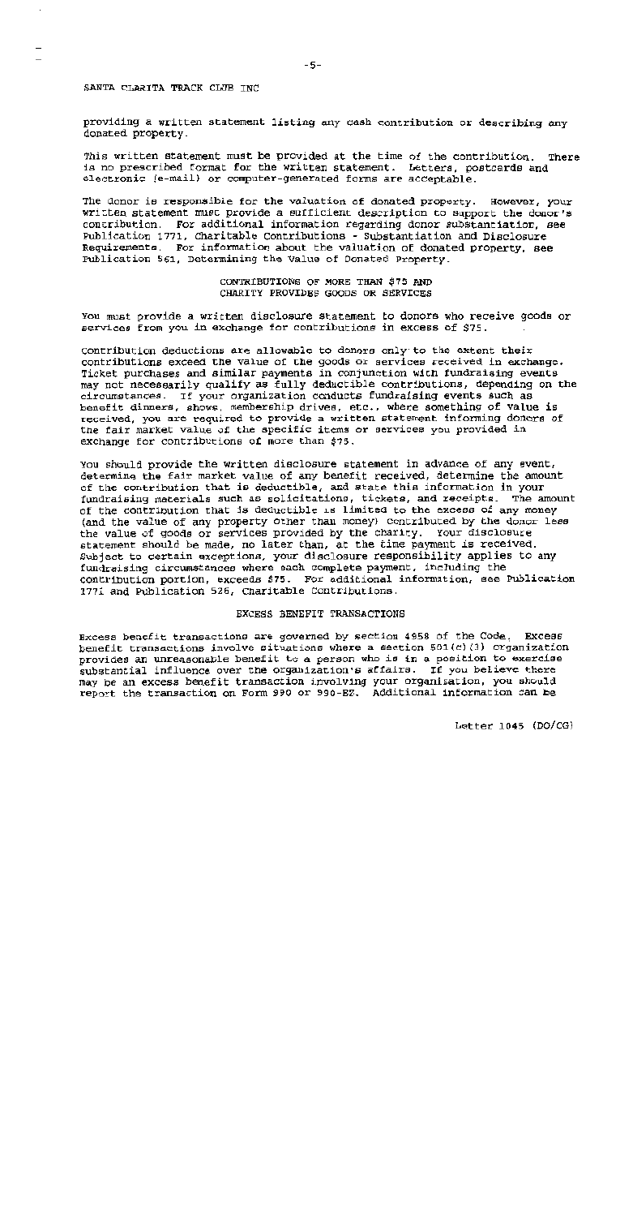providing a written statement listing any cash contribution or describing any donated property.

This written statement must be provided at the time of the contribution. There is no prescribed format for the written statement. Letters, postcards and electronic (e-mail) or computer-generated forms are acceptable.

The donor is responsible for the valuation of donated property. However, your written statement must provide a sufficient description to support the donor's contribution. For additional information regarding donor substantiation, see Publication 1771, Charitable Contributions - Substantiation and Disclosure Requirements. For information about the valuation of donated property, see Publication 561, Determining the Value of Donated Property.

## CONTRIBUTIONS OF MORE THAN $75 AND CHARITY PROVIDES GOODS OR SERVICES

You must provide a written disclosure statement to donors who receive goods or services from you in exchange for contributions in excess of $75.

Contribution deductions are allowable to donors only to the extent their contributions exceed the value of the goods or services received in exchange. Ticket purchases and similar payments in conjunction with fundraising events may not necessarily qualify as fully deductible contributions, depending on the circumstances. If your organization conducts fundraising events such as benefit dinners, shows, membership drives, etc., where something of value is received, you are required to provide a written statement informing donors of the fair market value of the specific items or services you provided in exchange for contributions of more than $75.

You should provide the written disclosure statement in advance of any event, determine the fair market value of any benefit received, determine the amount of the contribution that is deductible, and state this information in your fundraising materials such as solicitations, tickets, and receipts. The amount of the contribution that is deductible is limited to the excess of any money (and the value of any property other than money) contributed by the donor less the value of goods or services provided by the charity. Your disclosure statement should be made, no later than, at the time payment is received. Subject to certain exceptions, your disclosure responsibility applies to any fundraising circumstances where each complete payment, including the contribution portion, exceeds $75. For additional information, see Publication 1771 and Publication 526, Charitable Contributions.

## EXCESS BENEFIT TRANSACTIONS

Excess benefit transactions are governed by section 4958 of the Code. Excess benefit transactions involve situations where a section 501(c)(3) organization provides an unreasonable benefit to a person who is in a position to exercise substantial influence over the organization's affairs. If you believe there may be an excess benefit transaction involving your organization, you should report the transaction on Form 990 or 990-EZ. Additional information can be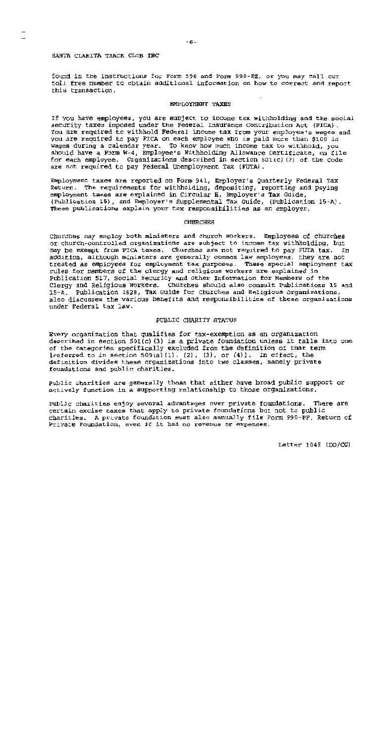SANTA CLARITA TRACK CLUB INC

found in the instructions for Form 990 and Form 990-EZ, or you may call our toll free number to obtain additional information on how to correct and report this transaction.

## EMPLOYMENT TAXES

If you have employees, you are subject to income tax withholding and the social security taxes imposed under the Federal Insurance Contribution Act (FICA). You are required to withhold Federal income tax from your employee's wages and you are required to pay FICA on each employee who is paid more than $100 in wages during a calendar year. To know how much income tax to withhold, you should have a Form W-4, Employee's Withholding Allowance Certificate, on file for each employee. Organizations described in section 501(c)(3) of the Code are not required to pay Federal Unemployment Tax (FUTA).

Employment taxes are reported on Form 941, Employer's Quarterly Federal Tax Return. The requirements for withholding, depositing, reporting and paying employment taxes are explained in Circular E, Employer's Tax Guide, (Publication 15), and Employer's Supplemental Tax Guide, (Publication 15-A). These publications explain your tax responsibilities as an employer.

## CHURCHES

Churches may employ both ministers and church workers. Employees of churches or church-controlled organizations are subject to income tax withholding, but may be exempt from FICA taxes. Churches are not required to pay FUTA tax. In addition, although ministers are generally common law employees, they are not treated as employees for employment tax purposes. These special employment tax rules for members of the clergy and religious workers are explained in Publication 517, Social Security and Other Information for Members of the Clergy and Religious Workers. Churches should also consult Publications 15 and 15-A. Publication 1828, Tax Guide for Churches and Religious Organizations, also discusses the various benefits and responsibilities of these organizations under Federal tax law.

## PUBLIC CHARITY STATUS

Every organization that qualifies for tax-exemption as an organization described in section 501(c)(3) is a private foundation unless it falls into one of the categories specifically excluded from the definition of that term [referred to in section 509(a)(1), (2), (3), or (4)]. In effect, the definition divides these organizations into two classes, namely private foundations and public charities.

Public charities are generally those that either have broad public support or actively function in a supporting relationship to those organizations.

Public charities enjoy several advantages over private foundations. There are certain excise taxes that apply to private foundations but not to public charities. A private foundation must also annually file Form 990-PF, Return of Private Foundation, even if it had no revenue or expenses.

Letter 1045 (DO/CG)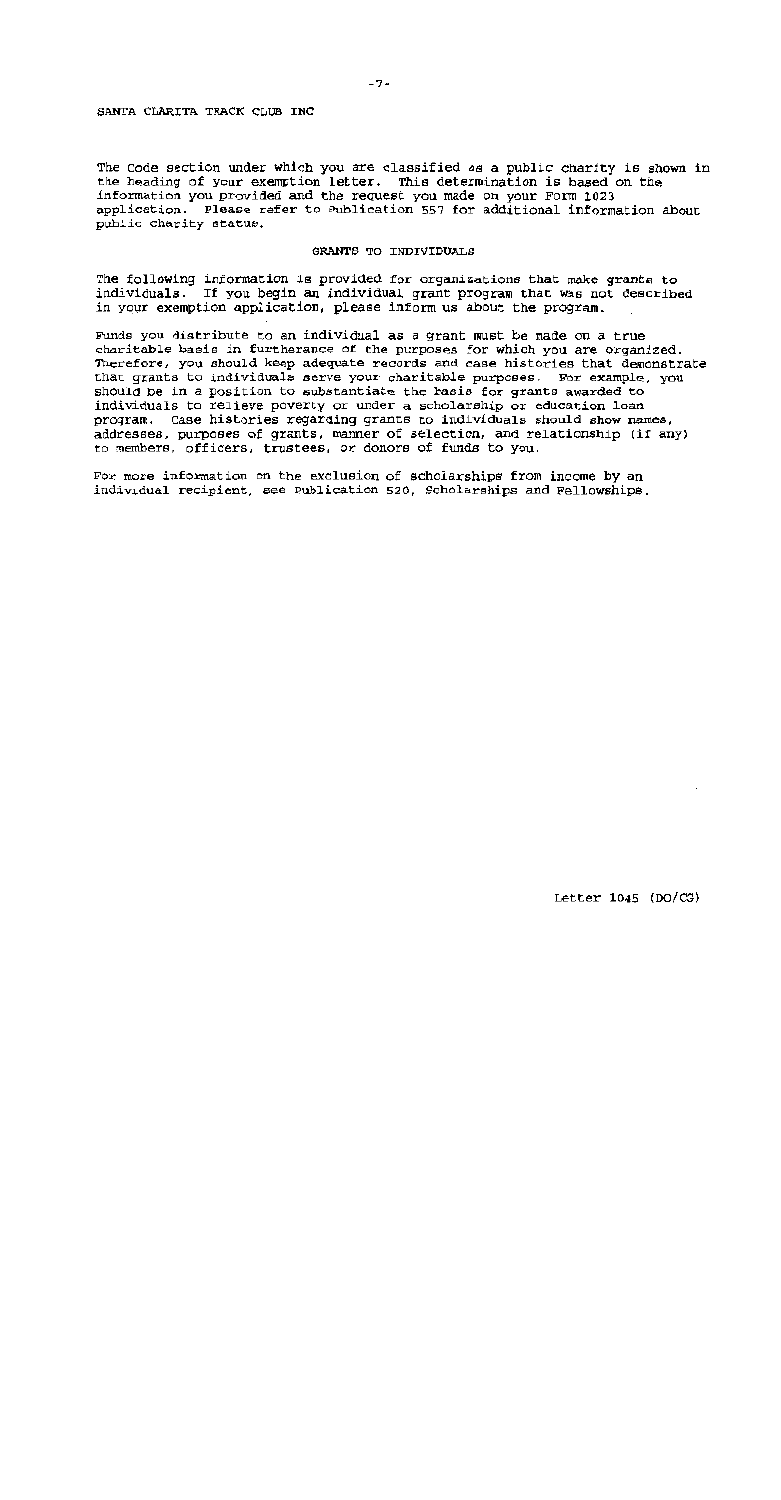SANTA CLARITA TRACK CLUB INC

The Code section under which you are classified as a public charity is shown in the heading of your exemption letter. This determination is based on the information you provided and the request you made on your Form 1023 application. Please refer to Publication 557 for additional information about public charity status.

## GRANTS TO INDIVIDUALS

The following information is provided for organizations that make grants to individuals. If you begin an individual grant program that was not described in your exemption application, please inform us about the program.

Funds you distribute to an individual as a grant must be made on a true charitable basis in furtherance of the purposes for which you are organized. Therefore, you should keep adequate records and case histories that demonstrate that grants to individuals serve your charitable purposes. For example, you should be in a position to substantiate the basis for grants awarded to individuals to relieve poverty or under a scholarship or education loan program. Case histories regarding grants to individuals should show names, addresses, purposes of grants, manner of selection, and relationship (if any) to members, officers, trustees, or donors of funds to you.

For more information on the exclusion of scholarships from income by an individual recipient, see Publication 520, Scholarships and Fellowships.

Letter 1045 (DO/CG)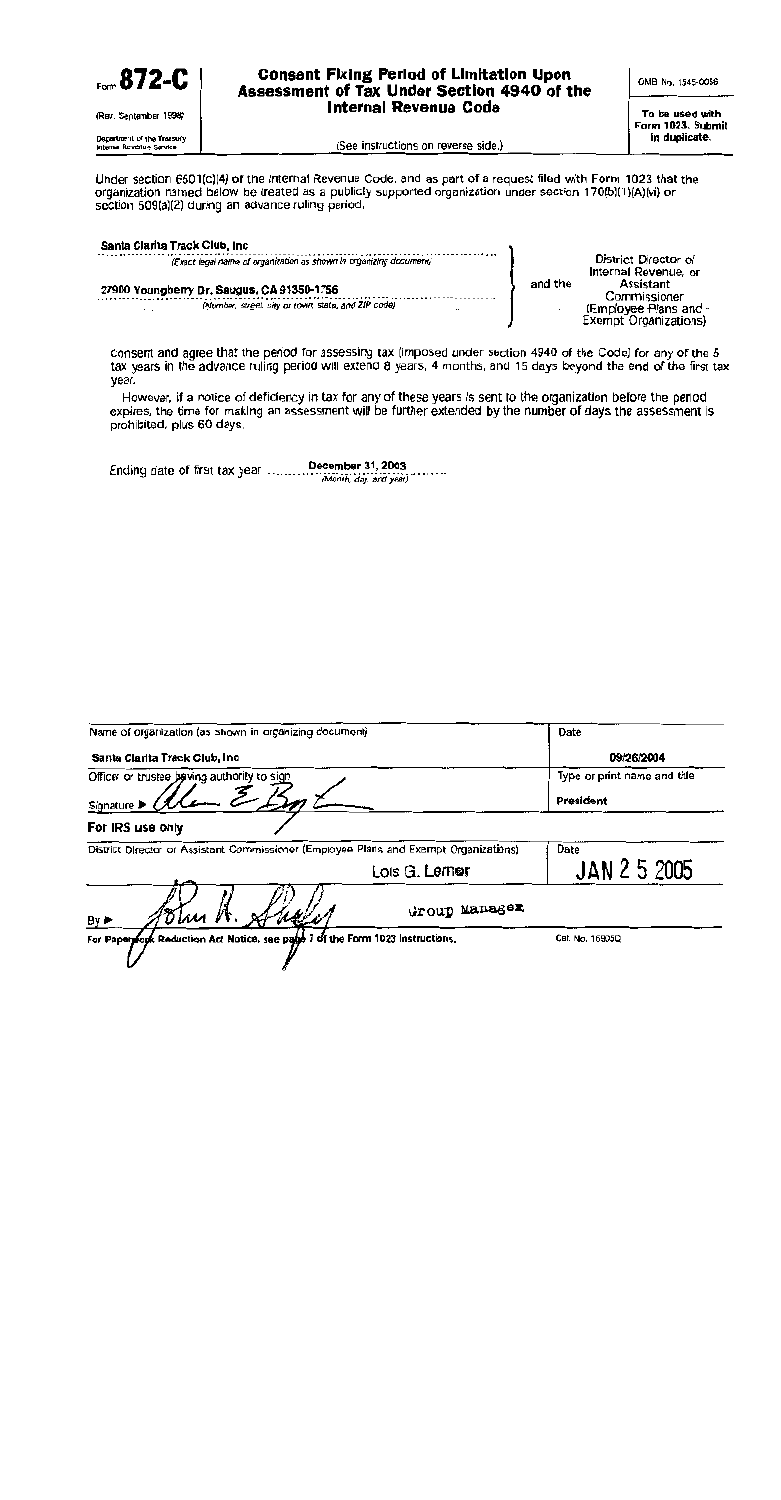Form **872-C**

(Rev. September 1998)

Department of the Treasury
Internal Revenue Service

# Consent Fixing Period of Limitation Upon Assessment of Tax Under Section 4940 of the Internal Revenue Code

(See instructions on reverse side.)

OMB No. 1545-0056

**To be used with Form 1023. Submit in duplicate.**

Under section 6501(c)(4) of the Internal Revenue Code, and as part of a request filed with Form 1023 that the organization named below be treated as a publicly supported organization under section 170(b)(1)(A)(vi) or section 509(a)(2) during an advance ruling period,

**Santa Clarita Track Club, Inc**
(Exact legal name of organization as shown in organizing document)

**27900 Youngberry Dr. Saugus, CA 91350-1756**
(Number, street, city or town, state, and ZIP code)

and the District Director of Internal Revenue, or Assistant Commissioner (Employee Plans and Exempt Organizations)

consent and agree that the period for assessing tax (imposed under section 4940 of the Code) for any of the 5 tax years in the advance ruling period will extend 8 years, 4 months, and 15 days beyond the end of the first tax year.

However, if a notice of deficiency in tax for any of these years is sent to the organization before the period expires, the time for making an assessment will be further extended by the number of days the assessment is prohibited, plus 60 days.

Ending date of first tax year ......... **December 31, 2003** .........
(Month, day, and year)

| Name of organization (as shown in organizing document) | Date |
|---|---|
| **Santa Clarita Track Club, Inc** | **09/26/2004** |
| Officer or trustee having authority to sign | Type or print name and title |
| Signature ▶ [signature] | **President** |

**For IRS use only**

| District Director or Assistant Commissioner (Employee Plans and Exempt Organizations) | Date |
|---|---|
| Lois G. Lerner | JAN 2 5 2005 |
| By ▶ [signature] Group Manager | |

For Paperwork Reduction Act Notice, see page 7 of the Form 1023 Instructions.

Cat. No. 16905Q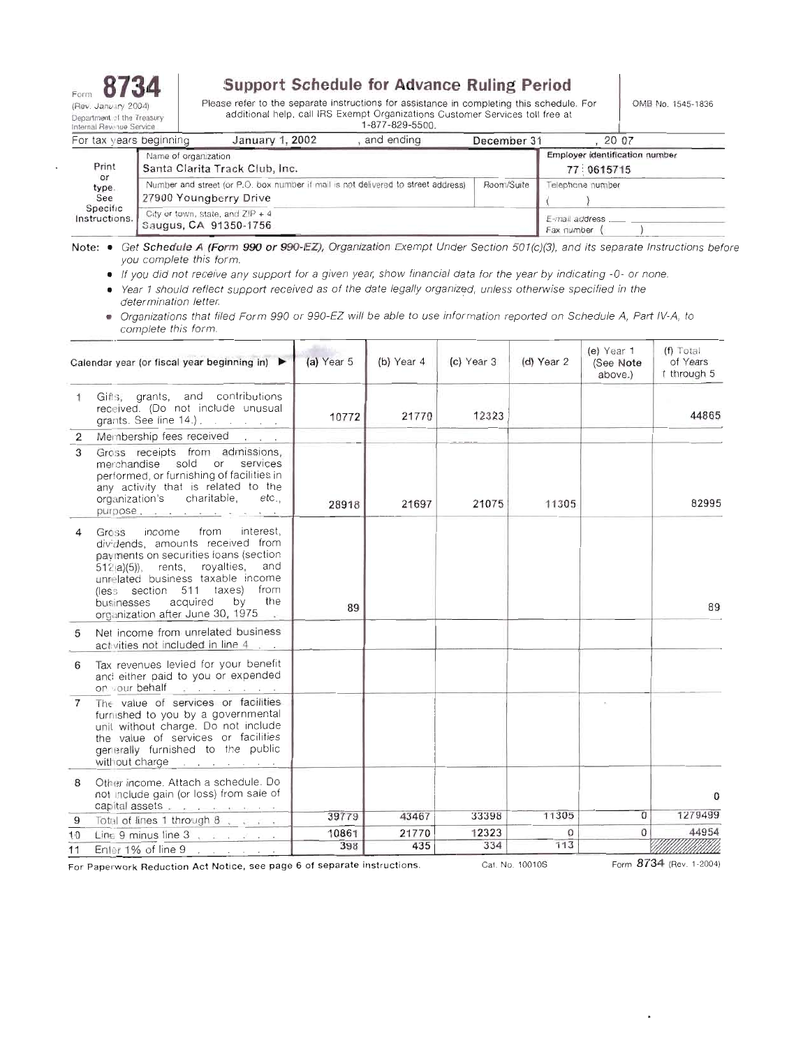Form **8734** (Rev. January 2004) Department of the Treasury Internal Revenue Service

# Support Schedule for Advance Ruling Period

Please refer to the separate instructions for assistance in completing this schedule. For additional help, call IRS Exempt Organizations Customer Services toll free at 1-877-829-5500.

OMB No. 1545-1836

For tax years beginning January 1, 2002, and ending December 31, 20 07

| | | |
|---|---|---|
| Print or type. See Specific Instructions. | Name of organization: Santa Clarita Track Club, Inc. | Employer identification number: 77 : 0615715 |
| | Number and street (or P.O. box number if mail is not delivered to street address): 27900 Youngberry Drive — Room/Suite | Telephone number ( ) |
| | City or town, state, and ZIP + 4: Saugus, CA 91350-1756 | E-mail address / Fax number ( ) |

Note:
- *Get Schedule A (Form 990 or 990-EZ), Organization Exempt Under Section 501(c)(3), and its separate Instructions before you complete this form.*
- *If you did not receive any support for a given year, show financial data for the year by indicating -0- or none.*
- *Year 1 should reflect support received as of the date legally organized, unless otherwise specified in the determination letter.*
- *Organizations that filed Form 990 or 990-EZ will be able to use information reported on Schedule A, Part IV-A, to complete this form.*

| | Calendar year (or fiscal year beginning in) ▶ | (a) Year 5 | (b) Year 4 | (c) Year 3 | (d) Year 2 | (e) Year 1 (See Note above.) | (f) Total of Years 1 through 5 |
|---|---|---|---|---|---|---|---|
| 1 | Gifts, grants, and contributions received. (Do not include unusual grants. See line 14.) | 10772 | 21770 | 12323 | | | 44865 |
| 2 | Membership fees received | | | | | | |
| 3 | Gross receipts from admissions, merchandise sold or services performed, or furnishing of facilities in any activity that is related to the organization's charitable, etc., purpose | 28918 | 21697 | 21075 | 11305 | | 82995 |
| 4 | Gross income from interest, dividends, amounts received from payments on securities loans (section 512(a)(5)), rents, royalties, and unrelated business taxable income (less section 511 taxes) from businesses acquired by the organization after June 30, 1975 | 89 | | | | | 89 |
| 5 | Net income from unrelated business activities not included in line 4 | | | | | | |
| 6 | Tax revenues levied for your benefit and either paid to you or expended on your behalf | | | | | | |
| 7 | The value of services or facilities furnished to you by a governmental unit without charge. Do not include the value of services or facilities generally furnished to the public without charge | | | | | | |
| 8 | Other income. Attach a schedule. Do not include gain (or loss) from sale of capital assets | | | | | | 0 |
| 9 | Total of lines 1 through 8 | 39779 | 43467 | 33398 | 11305 | 0 | 1279499 |
| 10 | Line 9 minus line 3 | 10861 | 21770 | 12323 | 0 | 0 | 44954 |
| 11 | Enter 1% of line 9 | 398 | 435 | 334 | 113 | | |

For Paperwork Reduction Act Notice, see page 6 of separate instructions. Cat. No. 10010S Form 8734 (Rev. 1-2004)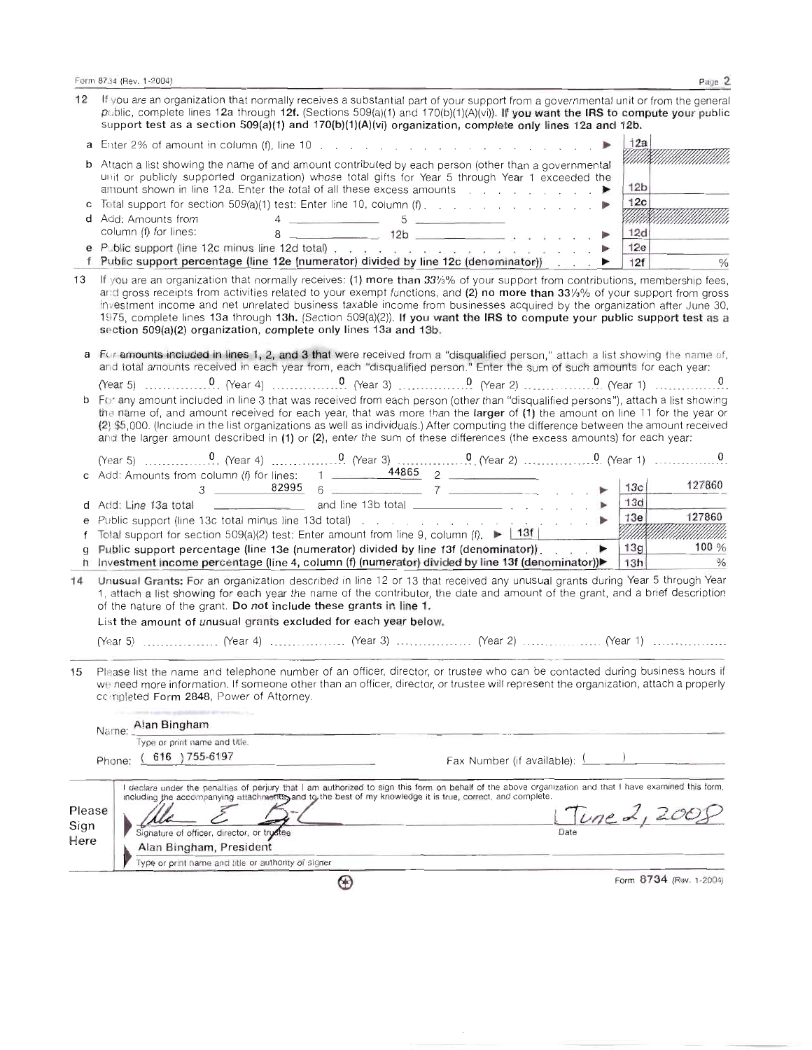Form 8734 (Rev. 1-2004)

**12** If you *are* an organization that normally receives a substantial part of your support from a governmental unit or from the general public, complete lines 12a through 12f. (Sections 509(a)(1) and 170(b)(1)(A)(vi)). **If you want the IRS to compute your public support test as a section 509(a)(1) and 170(b)(1)(A)(vi) organization, complete only lines 12a and 12b.**

**a** Enter 2% of amount in column (f), line 10 . . . . . . ▶ **12a** ______

**b** Attach a list showing the name of and amount contributed by each person (other than a governmental unit or publicly supported organization) whose total gifts for Year 5 through Year 1 exceeded the amount shown in line 12a. Enter the total of all these excess amounts . . . . ▶ **12b** ______

**c** Total support for section 509(a)(1) test: Enter line 10, column (f) . . . . ▶ **12c** ______

**d** Add: Amounts from column (f) for lines: 4 ______ 5 ______ 8 ______ 12b ______ . . . ▶ **12d** ______

**e** Public support (line 12c minus line 12d total) . . . . ▶ **12e** ______

**f** **Public support percentage (line 12e (numerator) divided by line 12c (denominator))** . . . ▶ **12f** ______ %

**13** If you are an organization that normally receives: **(1) more than 33⅓%** of your support from contributions, membership fees, and gross receipts from activities related to your exempt functions, and **(2) no more than 33⅓%** of your support from gross investment income and net unrelated business taxable income from businesses acquired by the organization after June 30, 1975, complete lines 13a through **13h.** (Section 509(a)(2)). **If you want the IRS to compute your public support test as a section 509(a)(2) organization, complete only lines 13a and 13b.**

**a** For amounts included in lines 1, 2, and 3 that were received from a "disqualified person," attach a list showing the name of, and total amounts received in each year from, each "disqualified person." Enter the sum of such amounts for each year:

(Year 5) 0 (Year 4) 0 (Year 3) 0 (Year 2) 0 (Year 1) 0

**b** For any amount included in line 3 that was received from each person (other than "disqualified persons"), attach a list showing the name of, and amount received for each year, that was more than the **larger** of **(1)** the amount on line 11 for the year or **(2)** $5,000. (Include in the list organizations as well as individuals.) After computing the difference between the amount received and the larger amount described in (1) or (2), enter the sum of these differences (the excess amounts) for each year:

(Year 5) 0 (Year 4) 0 (Year 3) 0 (Year 2) 0 (Year 1) 0

**c** Add: Amounts from column (f) for lines: 1 44865 2 ______ 3 82995 6 ______ 7 ______ . . . ▶ **13c** 127860

**d** Add: Line 13a total ______ and line 13b total ______ . . . ▶ **13d** ______

**e** Public support (line 13c total minus line 13d total) . . . . ▶ **13e** 127860

**f** Total support for section 509(a)(2) test: Enter amount from line 9, column (f). ▶ **13f** ______

**g** **Public support percentage (line 13e (numerator) divided by line 13f (denominator))** . . . ▶ **13g** 100 %

**h** **Investment income percentage (line 4, column (f) (numerator) divided by line 13f (denominator))** ▶ **13h** ______ %

**14** **Unusual Grants:** For an organization described in line 12 or 13 that received any unusual grants during Year 5 through Year 1, attach a list showing for each year the name of the contributor, the date and amount of the grant, and a brief description of the nature of the grant. **Do not include these grants in line 1.**

**List the amount of unusual grants excluded for each year below.**

(Year 5) ______ (Year 4) ______ (Year 3) ______ (Year 2) ______ (Year 1) ______

**15** Please list the name and telephone number of an officer, director, or trustee who can be contacted during business hours if we need more information. If someone other than an officer, director, or trustee will represent the organization, attach a properly completed Form 2848, Power of Attorney.

Name: Alan Bingham
Type or print name and title.

Phone: ( 616 ) 755-6197 Fax Number (if available): ( )

**Please Sign Here**

I declare under the penalties of perjury that I am authorized to sign this form on behalf of the above organization and that I have examined this form, including the accompanying attachments, and to the best of my knowledge it is true, correct, and complete.

[Signature] June 2, 2008
Signature of officer, director, or trustee Date

Alan Bingham, President
Type or print name and title or authority of signer

Form **8734** (Rev. 1-2004)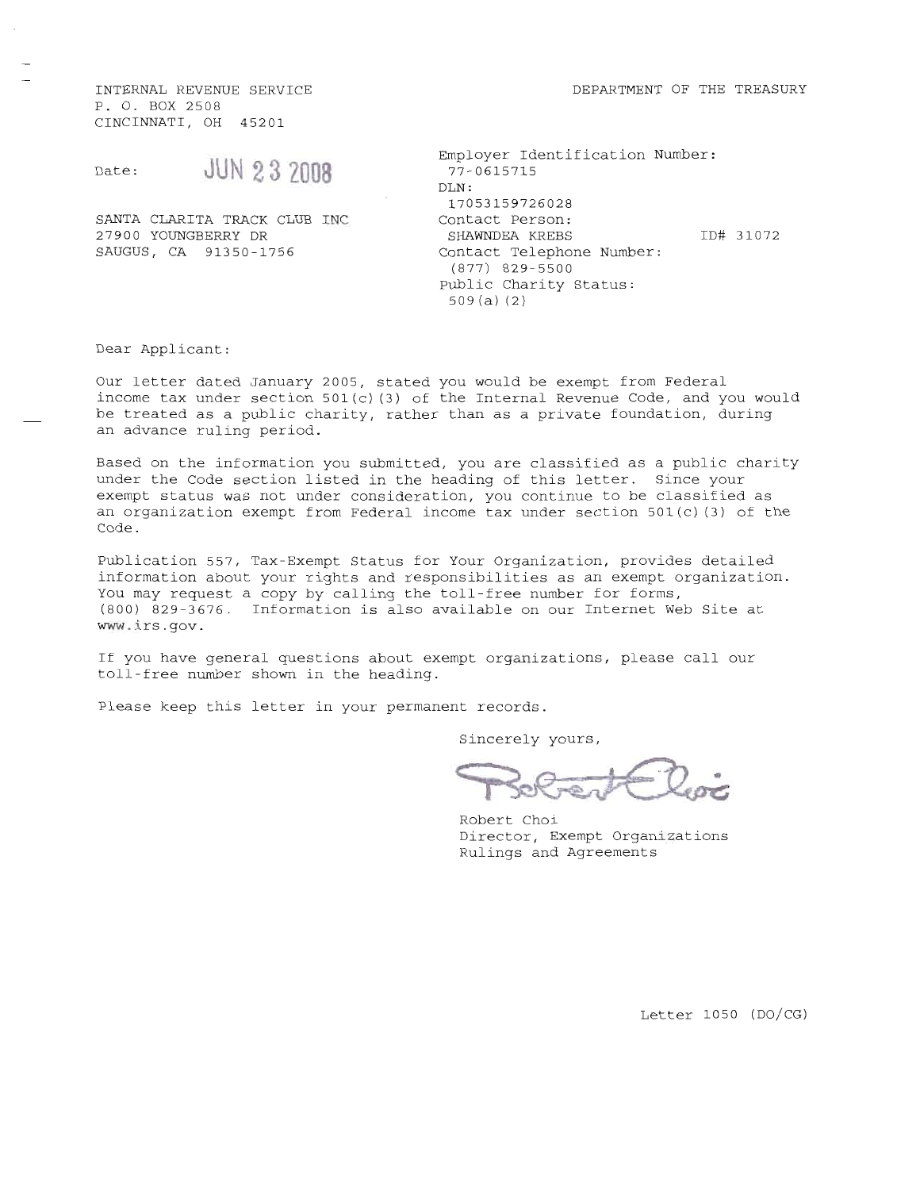INTERNAL REVENUE SERVICE
P. O. BOX 2508
CINCINNATI, OH 45201

DEPARTMENT OF THE TREASURY

Date: JUN 23 2008

SANTA CLARITA TRACK CLUB INC
27900 YOUNGBERRY DR
SAUGUS, CA 91350-1756

Employer Identification Number:
77-0615715
DLN:
17053159726028
Contact Person:
SHAWNDEA KREBS ID# 31072
Contact Telephone Number:
(877) 829-5500
Public Charity Status:
509(a)(2)

Dear Applicant:

Our letter dated January 2005, stated you would be exempt from Federal income tax under section 501(c)(3) of the Internal Revenue Code, and you would be treated as a public charity, rather than as a private foundation, during an advance ruling period.

Based on the information you submitted, you are classified as a public charity under the Code section listed in the heading of this letter. Since your exempt status was not under consideration, you continue to be classified as an organization exempt from Federal income tax under section 501(c)(3) of the Code.

Publication 557, Tax-Exempt Status for Your Organization, provides detailed information about your rights and responsibilities as an exempt organization. You may request a copy by calling the toll-free number for forms, (800) 829-3676. Information is also available on our Internet Web Site at www.irs.gov.

If you have general questions about exempt organizations, please call our toll-free number shown in the heading.

Please keep this letter in your permanent records.

Sincerely yours,

Robert Choi
Director, Exempt Organizations
Rulings and Agreements

Letter 1050 (DO/CG)